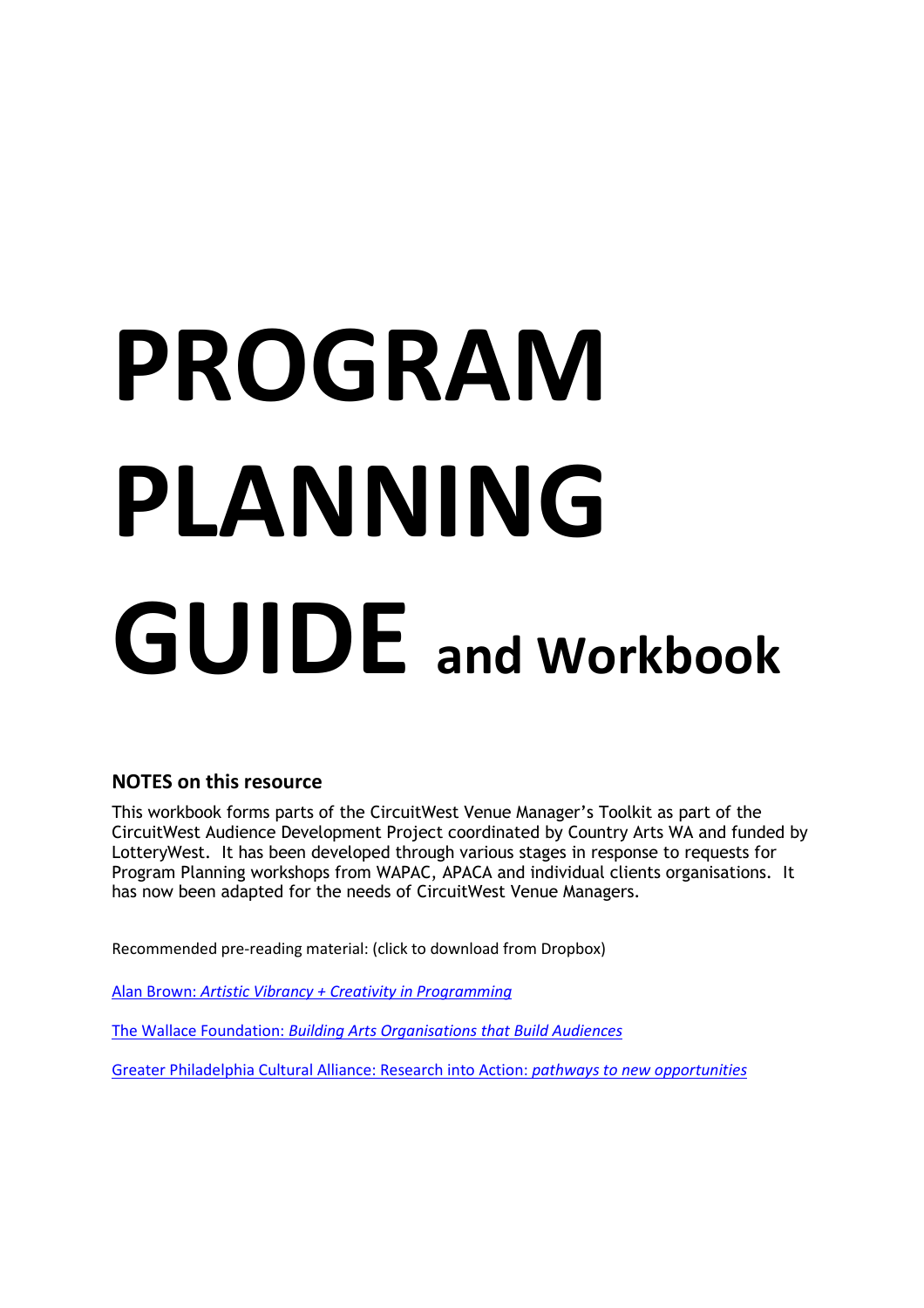# PROGRAM PLANNING GUIDE and Workbook

## NOTES on this resource

This workbook forms parts of the CircuitWest Venue Manager's Toolkit as part of the CircuitWest Audience Development Project coordinated by Country Arts WA and funded by LotteryWest. It has been developed through various stages in response to requests for Program Planning workshops from WAPAC, APACA and individual clients organisations. It has now been adapted for the needs of CircuitWest Venue Managers.

Recommended pre-reading material: (click to download from Dropbox)

Alan Brown: *Artistic Vibrancy + Creativity in Programming*

The Wallace Foundation: *Building Arts Organisations that Build Audiences*

Greater Philadelphia Cultural Alliance: Research into Action: *pathways to new opportunities*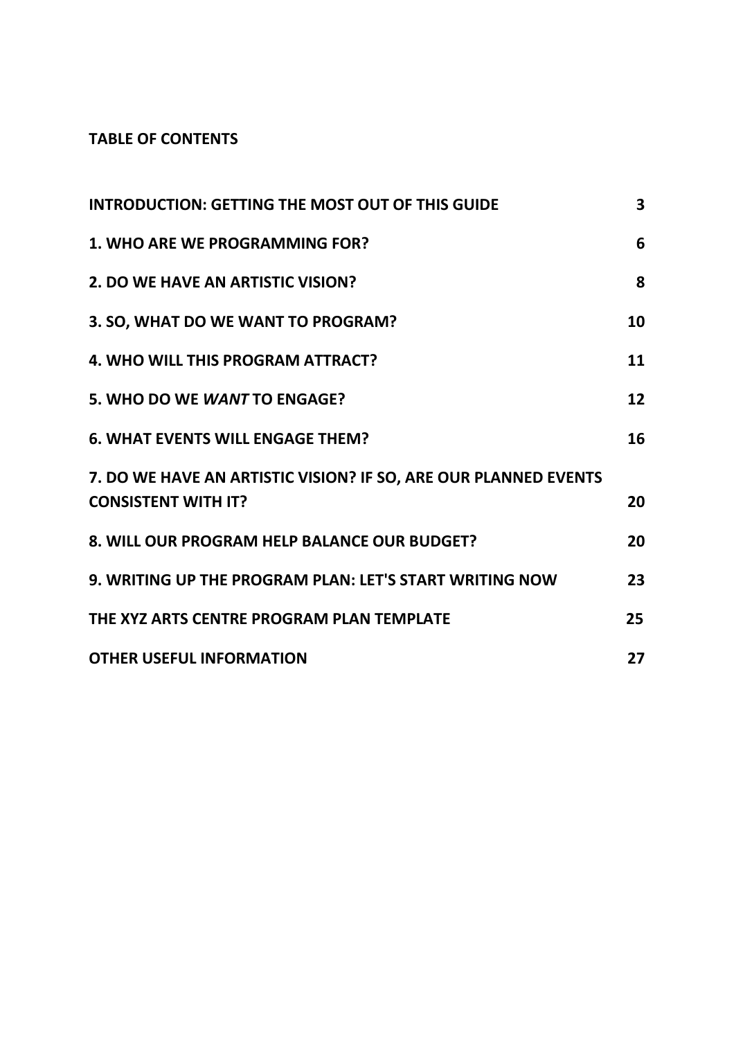**TABLE OF CONTENTS**

| | |
|---|---|
| **INTRODUCTION: GETTING THE MOST OUT OF THIS GUIDE** | **3** |
| **1. WHO ARE WE PROGRAMMING FOR?** | **6** |
| **2. DO WE HAVE AN ARTISTIC VISION?** | **8** |
| **3. SO, WHAT DO WE WANT TO PROGRAM?** | **10** |
| **4. WHO WILL THIS PROGRAM ATTRACT?** | **11** |
| **5. WHO DO WE *WANT* TO ENGAGE?** | **12** |
| **6. WHAT EVENTS WILL ENGAGE THEM?** | **16** |
| **7. DO WE HAVE AN ARTISTIC VISION? IF SO, ARE OUR PLANNED EVENTS CONSISTENT WITH IT?** | **20** |
| **8. WILL OUR PROGRAM HELP BALANCE OUR BUDGET?** | **20** |
| **9. WRITING UP THE PROGRAM PLAN: LET'S START WRITING NOW** | **23** |
| **THE XYZ ARTS CENTRE PROGRAM PLAN TEMPLATE** | **25** |
| **OTHER USEFUL INFORMATION** | **27** |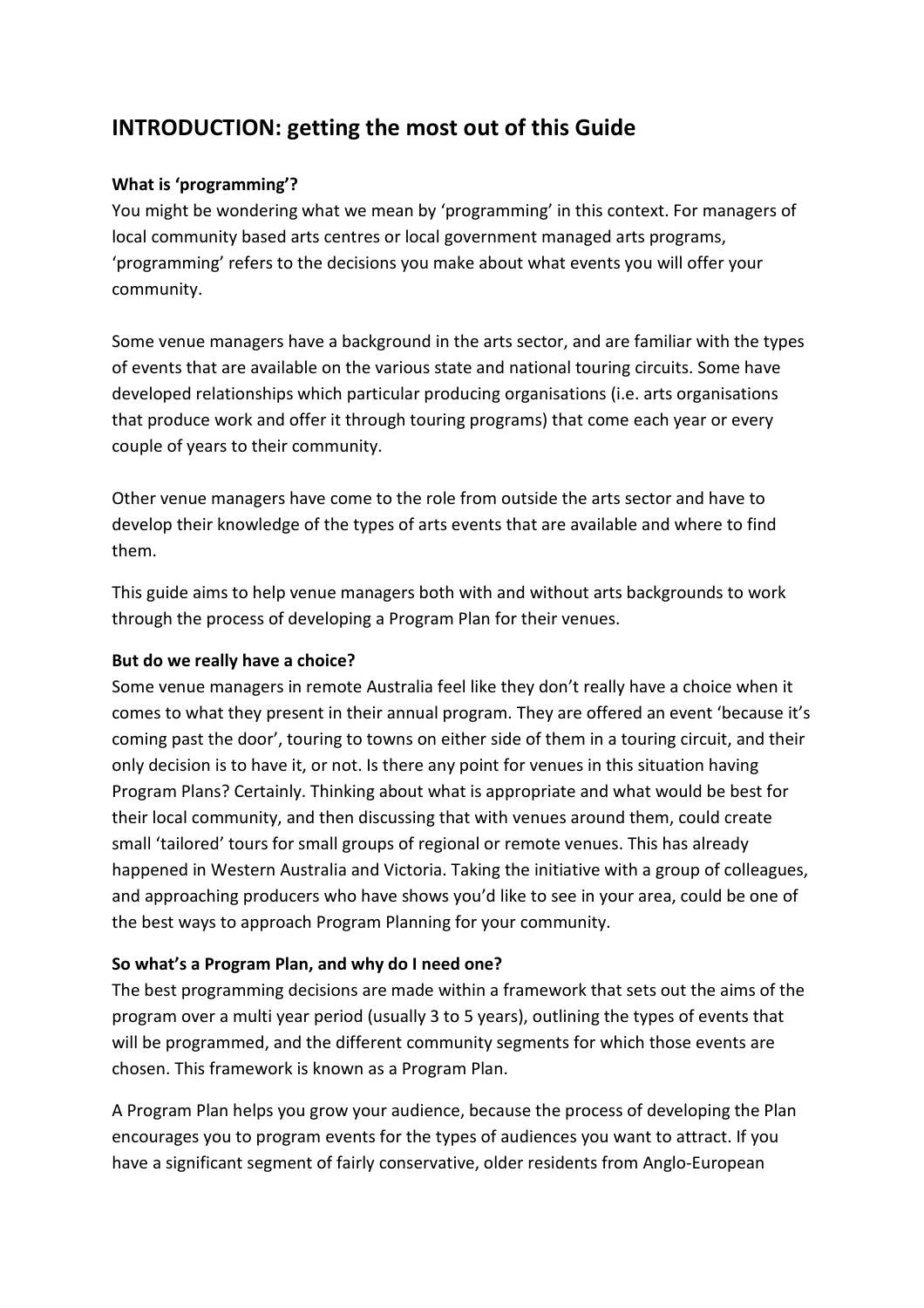## INTRODUCTION: getting the most out of this Guide

**What is 'programming'?**

You might be wondering what we mean by 'programming' in this context. For managers of local community based arts centres or local government managed arts programs, 'programming' refers to the decisions you make about what events you will offer your community.

Some venue managers have a background in the arts sector, and are familiar with the types of events that are available on the various state and national touring circuits. Some have developed relationships which particular producing organisations (i.e. arts organisations that produce work and offer it through touring programs) that come each year or every couple of years to their community.

Other venue managers have come to the role from outside the arts sector and have to develop their knowledge of the types of arts events that are available and where to find them.

This guide aims to help venue managers both with and without arts backgrounds to work through the process of developing a Program Plan for their venues.

**But do we really have a choice?**

Some venue managers in remote Australia feel like they don't really have a choice when it comes to what they present in their annual program. They are offered an event 'because it's coming past the door', touring to towns on either side of them in a touring circuit, and their only decision is to have it, or not. Is there any point for venues in this situation having Program Plans? Certainly. Thinking about what is appropriate and what would be best for their local community, and then discussing that with venues around them, could create small 'tailored' tours for small groups of regional or remote venues. This has already happened in Western Australia and Victoria. Taking the initiative with a group of colleagues, and approaching producers who have shows you'd like to see in your area, could be one of the best ways to approach Program Planning for your community.

**So what's a Program Plan, and why do I need one?**

The best programming decisions are made within a framework that sets out the aims of the program over a multi year period (usually 3 to 5 years), outlining the types of events that will be programmed, and the different community segments for which those events are chosen. This framework is known as a Program Plan.

A Program Plan helps you grow your audience, because the process of developing the Plan encourages you to program events for the types of audiences you want to attract. If you have a significant segment of fairly conservative, older residents from Anglo-European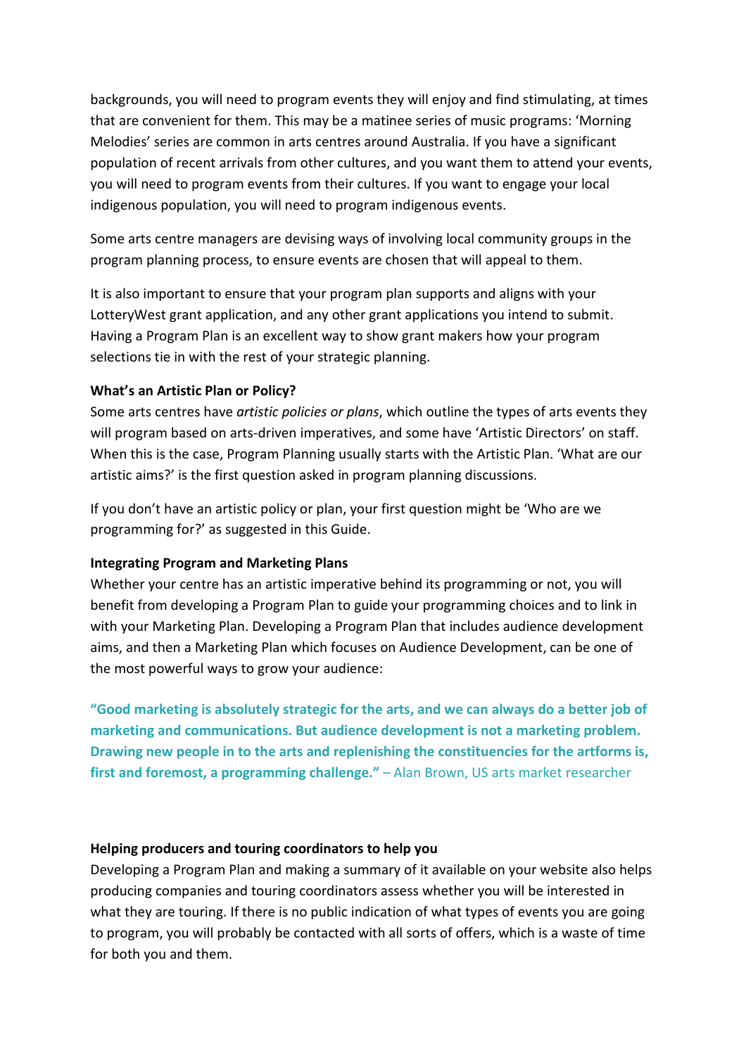backgrounds, you will need to program events they will enjoy and find stimulating, at times that are convenient for them. This may be a matinee series of music programs: 'Morning Melodies' series are common in arts centres around Australia. If you have a significant population of recent arrivals from other cultures, and you want them to attend your events, you will need to program events from their cultures. If you want to engage your local indigenous population, you will need to program indigenous events.

Some arts centre managers are devising ways of involving local community groups in the program planning process, to ensure events are chosen that will appeal to them.

It is also important to ensure that your program plan supports and aligns with your LotteryWest grant application, and any other grant applications you intend to submit. Having a Program Plan is an excellent way to show grant makers how your program selections tie in with the rest of your strategic planning.

**What's an Artistic Plan or Policy?**

Some arts centres have *artistic policies or plans*, which outline the types of arts events they will program based on arts-driven imperatives, and some have 'Artistic Directors' on staff. When this is the case, Program Planning usually starts with the Artistic Plan. 'What are our artistic aims?' is the first question asked in program planning discussions.

If you don't have an artistic policy or plan, your first question might be 'Who are we programming for?' as suggested in this Guide.

**Integrating Program and Marketing Plans**

Whether your centre has an artistic imperative behind its programming or not, you will benefit from developing a Program Plan to guide your programming choices and to link in with your Marketing Plan. Developing a Program Plan that includes audience development aims, and then a Marketing Plan which focuses on Audience Development, can be one of the most powerful ways to grow your audience:

**"Good marketing is absolutely strategic for the arts, and we can always do a better job of marketing and communications. But audience development is not a marketing problem. Drawing new people in to the arts and replenishing the constituencies for the artforms is, first and foremost, a programming challenge."** – Alan Brown, US arts market researcher

**Helping producers and touring coordinators to help you**

Developing a Program Plan and making a summary of it available on your website also helps producing companies and touring coordinators assess whether you will be interested in what they are touring. If there is no public indication of what types of events you are going to program, you will probably be contacted with all sorts of offers, which is a waste of time for both you and them.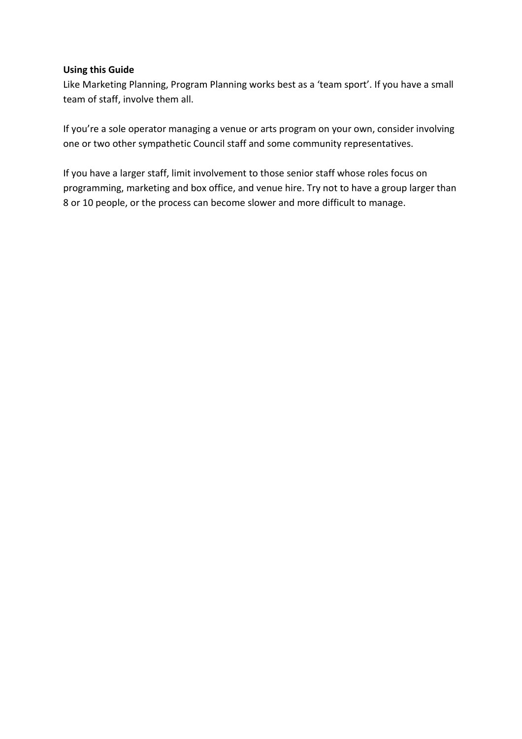**Using this Guide**

Like Marketing Planning, Program Planning works best as a 'team sport'. If you have a small team of staff, involve them all.

If you're a sole operator managing a venue or arts program on your own, consider involving one or two other sympathetic Council staff and some community representatives.

If you have a larger staff, limit involvement to those senior staff whose roles focus on programming, marketing and box office, and venue hire. Try not to have a group larger than 8 or 10 people, or the process can become slower and more difficult to manage.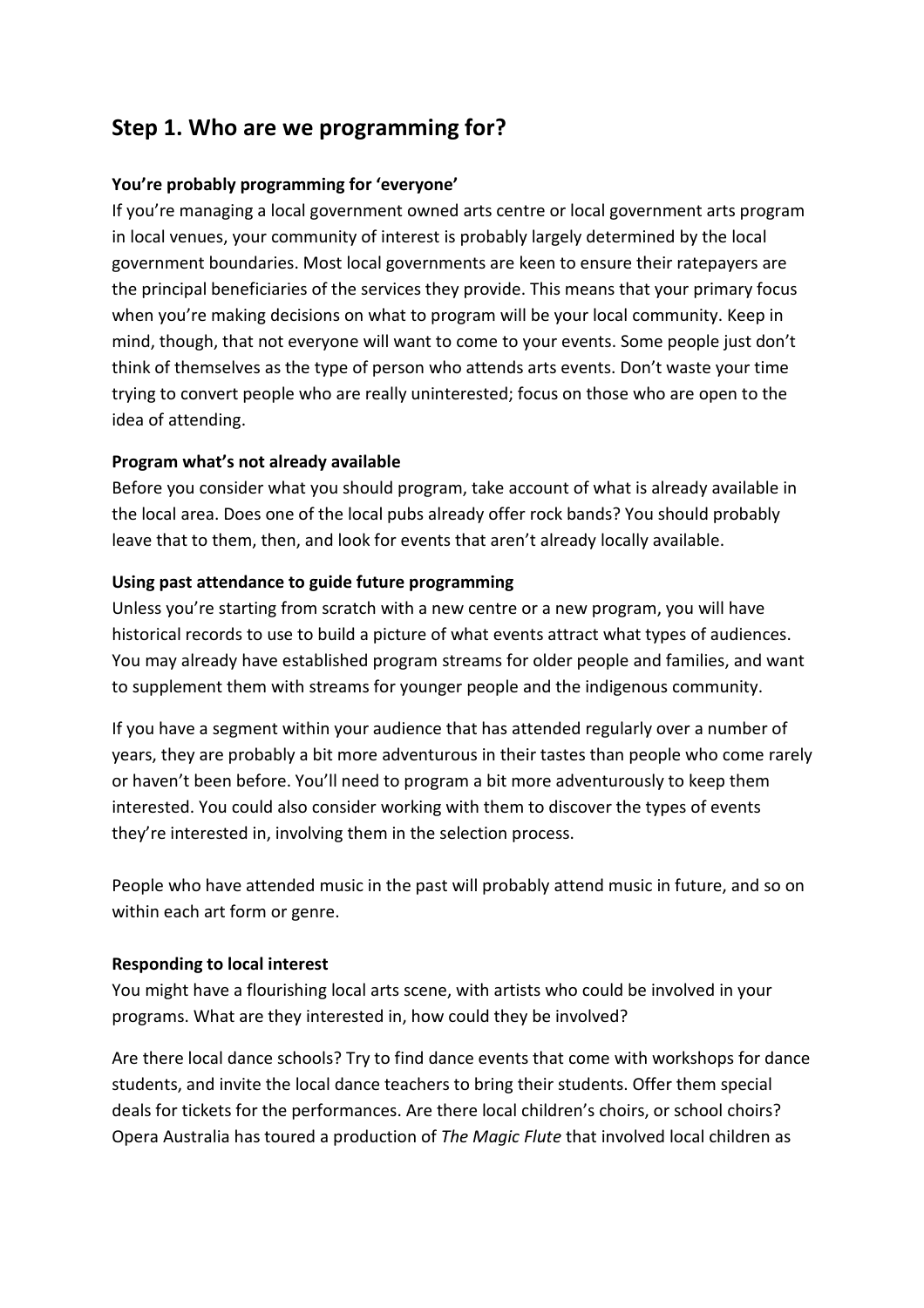## Step 1. Who are we programming for?

**You're probably programming for 'everyone'**

If you're managing a local government owned arts centre or local government arts program in local venues, your community of interest is probably largely determined by the local government boundaries. Most local governments are keen to ensure their ratepayers are the principal beneficiaries of the services they provide. This means that your primary focus when you're making decisions on what to program will be your local community. Keep in mind, though, that not everyone will want to come to your events. Some people just don't think of themselves as the type of person who attends arts events. Don't waste your time trying to convert people who are really uninterested; focus on those who are open to the idea of attending.

**Program what's not already available**

Before you consider what you should program, take account of what is already available in the local area. Does one of the local pubs already offer rock bands? You should probably leave that to them, then, and look for events that aren't already locally available.

**Using past attendance to guide future programming**

Unless you're starting from scratch with a new centre or a new program, you will have historical records to use to build a picture of what events attract what types of audiences. You may already have established program streams for older people and families, and want to supplement them with streams for younger people and the indigenous community.

If you have a segment within your audience that has attended regularly over a number of years, they are probably a bit more adventurous in their tastes than people who come rarely or haven't been before. You'll need to program a bit more adventurously to keep them interested. You could also consider working with them to discover the types of events they're interested in, involving them in the selection process.

People who have attended music in the past will probably attend music in future, and so on within each art form or genre.

**Responding to local interest**

You might have a flourishing local arts scene, with artists who could be involved in your programs. What are they interested in, how could they be involved?

Are there local dance schools? Try to find dance events that come with workshops for dance students, and invite the local dance teachers to bring their students. Offer them special deals for tickets for the performances. Are there local children's choirs, or school choirs? Opera Australia has toured a production of *The Magic Flute* that involved local children as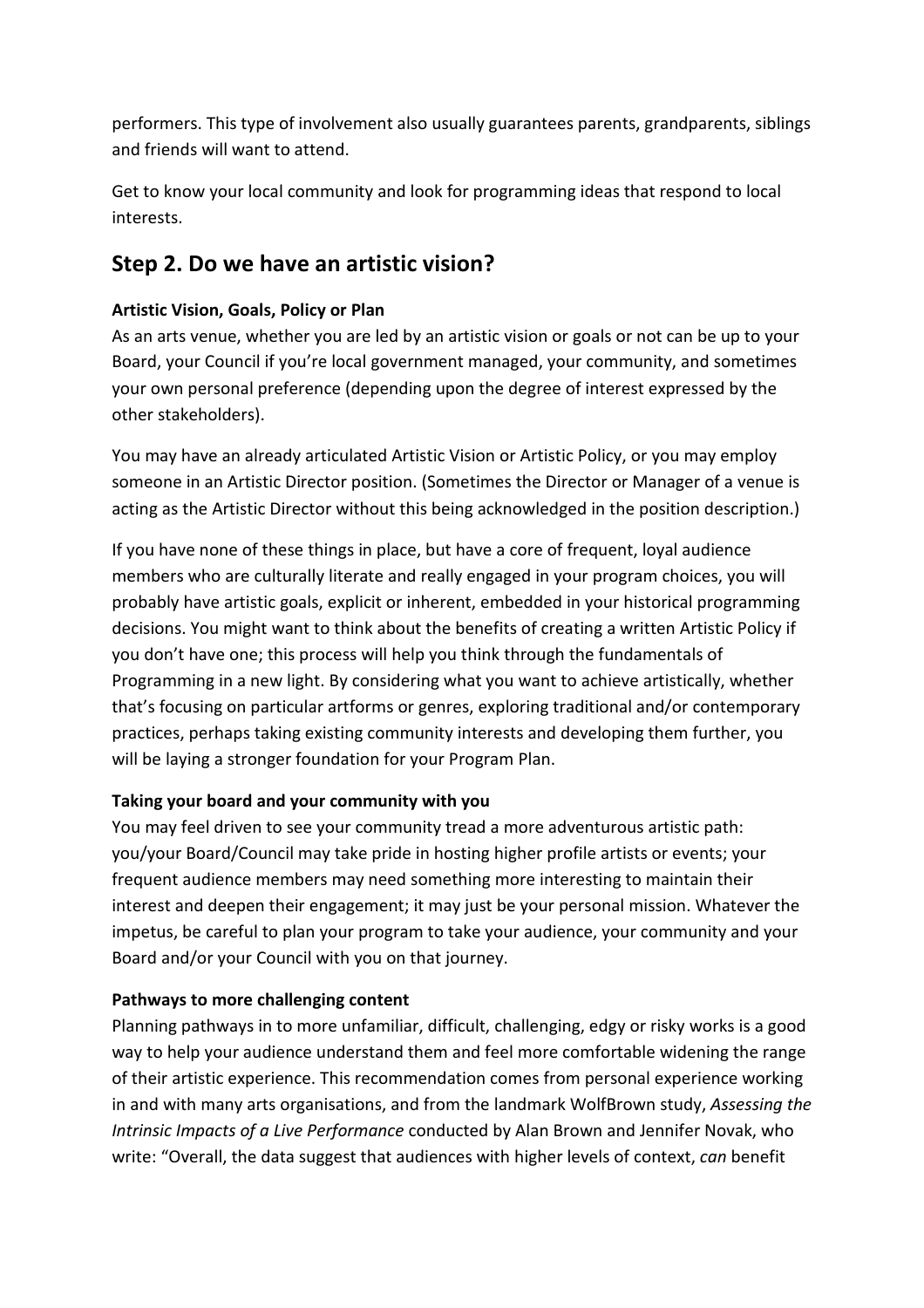performers. This type of involvement also usually guarantees parents, grandparents, siblings and friends will want to attend.

Get to know your local community and look for programming ideas that respond to local interests.

## Step 2. Do we have an artistic vision?

**Artistic Vision, Goals, Policy or Plan**

As an arts venue, whether you are led by an artistic vision or goals or not can be up to your Board, your Council if you're local government managed, your community, and sometimes your own personal preference (depending upon the degree of interest expressed by the other stakeholders).

You may have an already articulated Artistic Vision or Artistic Policy, or you may employ someone in an Artistic Director position. (Sometimes the Director or Manager of a venue is acting as the Artistic Director without this being acknowledged in the position description.)

If you have none of these things in place, but have a core of frequent, loyal audience members who are culturally literate and really engaged in your program choices, you will probably have artistic goals, explicit or inherent, embedded in your historical programming decisions. You might want to think about the benefits of creating a written Artistic Policy if you don't have one; this process will help you think through the fundamentals of Programming in a new light. By considering what you want to achieve artistically, whether that's focusing on particular artforms or genres, exploring traditional and/or contemporary practices, perhaps taking existing community interests and developing them further, you will be laying a stronger foundation for your Program Plan.

**Taking your board and your community with you**

You may feel driven to see your community tread a more adventurous artistic path: you/your Board/Council may take pride in hosting higher profile artists or events; your frequent audience members may need something more interesting to maintain their interest and deepen their engagement; it may just be your personal mission. Whatever the impetus, be careful to plan your program to take your audience, your community and your Board and/or your Council with you on that journey.

**Pathways to more challenging content**

Planning pathways in to more unfamiliar, difficult, challenging, edgy or risky works is a good way to help your audience understand them and feel more comfortable widening the range of their artistic experience. This recommendation comes from personal experience working in and with many arts organisations, and from the landmark WolfBrown study, *Assessing the Intrinsic Impacts of a Live Performance* conducted by Alan Brown and Jennifer Novak, who write: "Overall, the data suggest that audiences with higher levels of context, *can* benefit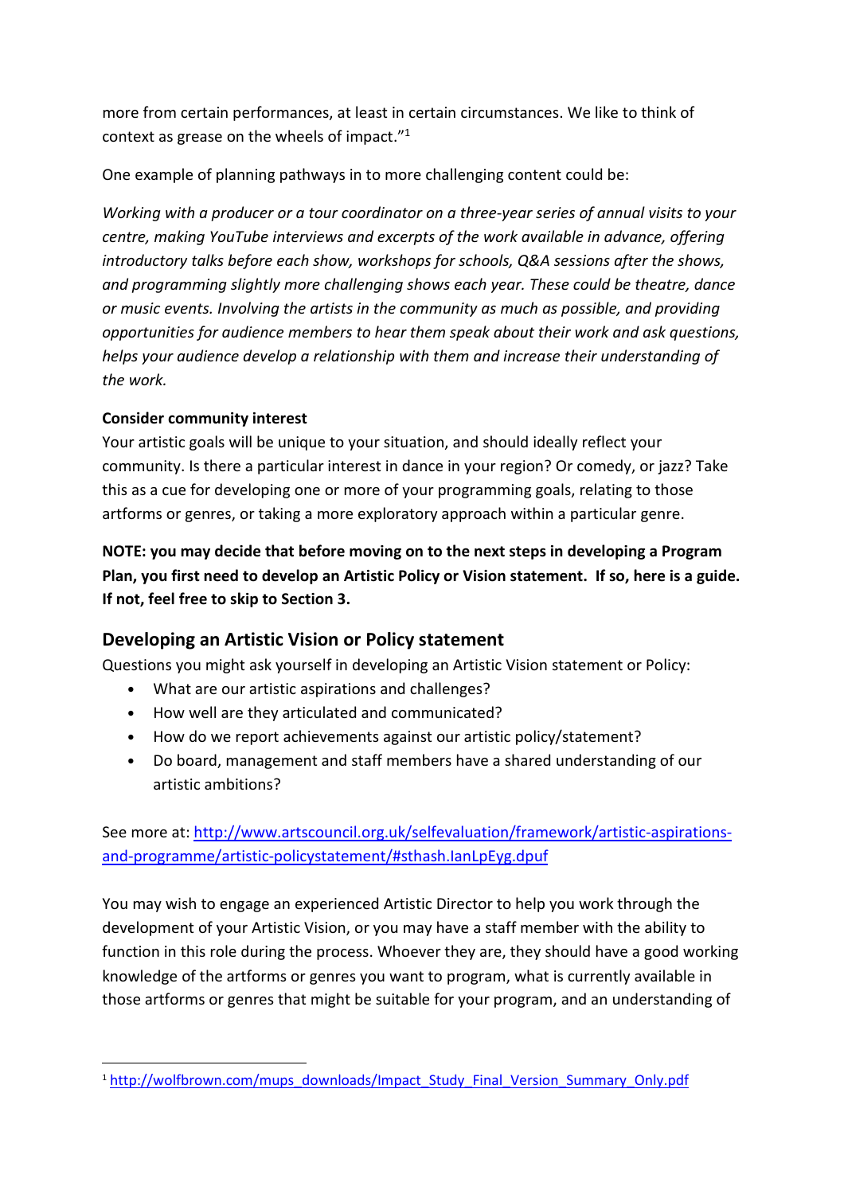more from certain performances, at least in certain circumstances. We like to think of context as grease on the wheels of impact."[1]

One example of planning pathways in to more challenging content could be:

*Working with a producer or a tour coordinator on a three-year series of annual visits to your centre, making YouTube interviews and excerpts of the work available in advance, offering introductory talks before each show, workshops for schools, Q&A sessions after the shows, and programming slightly more challenging shows each year. These could be theatre, dance or music events. Involving the artists in the community as much as possible, and providing opportunities for audience members to hear them speak about their work and ask questions, helps your audience develop a relationship with them and increase their understanding of the work.*

**Consider community interest**

Your artistic goals will be unique to your situation, and should ideally reflect your community. Is there a particular interest in dance in your region? Or comedy, or jazz? Take this as a cue for developing one or more of your programming goals, relating to those artforms or genres, or taking a more exploratory approach within a particular genre.

**NOTE: you may decide that before moving on to the next steps in developing a Program Plan, you first need to develop an Artistic Policy or Vision statement. If so, here is a guide. If not, feel free to skip to Section 3.**

## Developing an Artistic Vision or Policy statement

Questions you might ask yourself in developing an Artistic Vision statement or Policy:

- What are our artistic aspirations and challenges?
- How well are they articulated and communicated?
- How do we report achievements against our artistic policy/statement?
- Do board, management and staff members have a shared understanding of our artistic ambitions?

See more at: [http://www.artscouncil.org.uk/selfevaluation/framework/artistic-aspirations-and-programme/artistic-policystatement/#sthash.IanLpEyg.dpuf](http://www.artscouncil.org.uk/selfevaluation/framework/artistic-aspirations-and-programme/artistic-policystatement/#sthash.IanLpEyg.dpuf)

You may wish to engage an experienced Artistic Director to help you work through the development of your Artistic Vision, or you may have a staff member with the ability to function in this role during the process. Whoever they are, they should have a good working knowledge of the artforms or genres you want to program, what is currently available in those artforms or genres that might be suitable for your program, and an understanding of

---

[1] [http://wolfbrown.com/mups_downloads/Impact_Study_Final_Version_Summary_Only.pdf](http://wolfbrown.com/mups_downloads/Impact_Study_Final_Version_Summary_Only.pdf)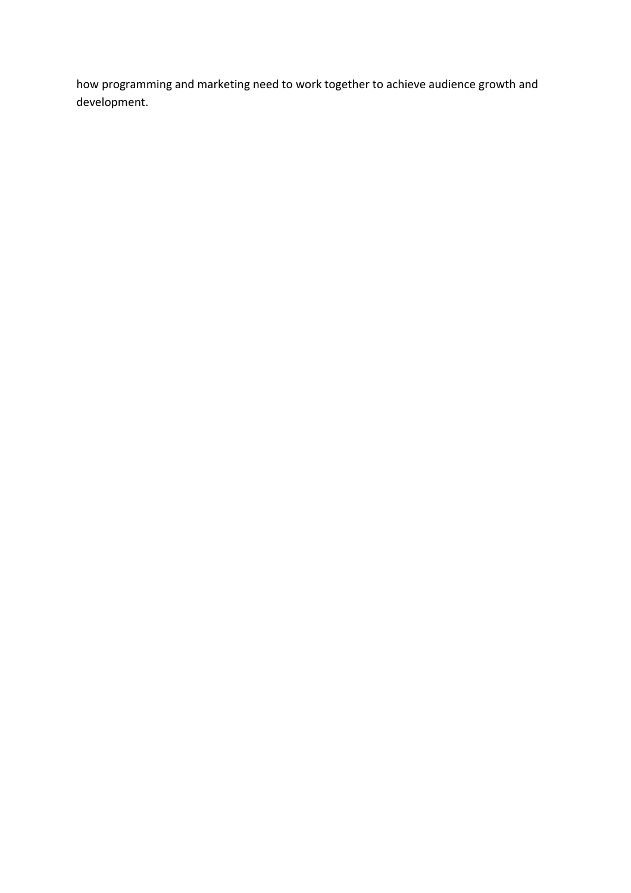how programming and marketing need to work together to achieve audience growth and development.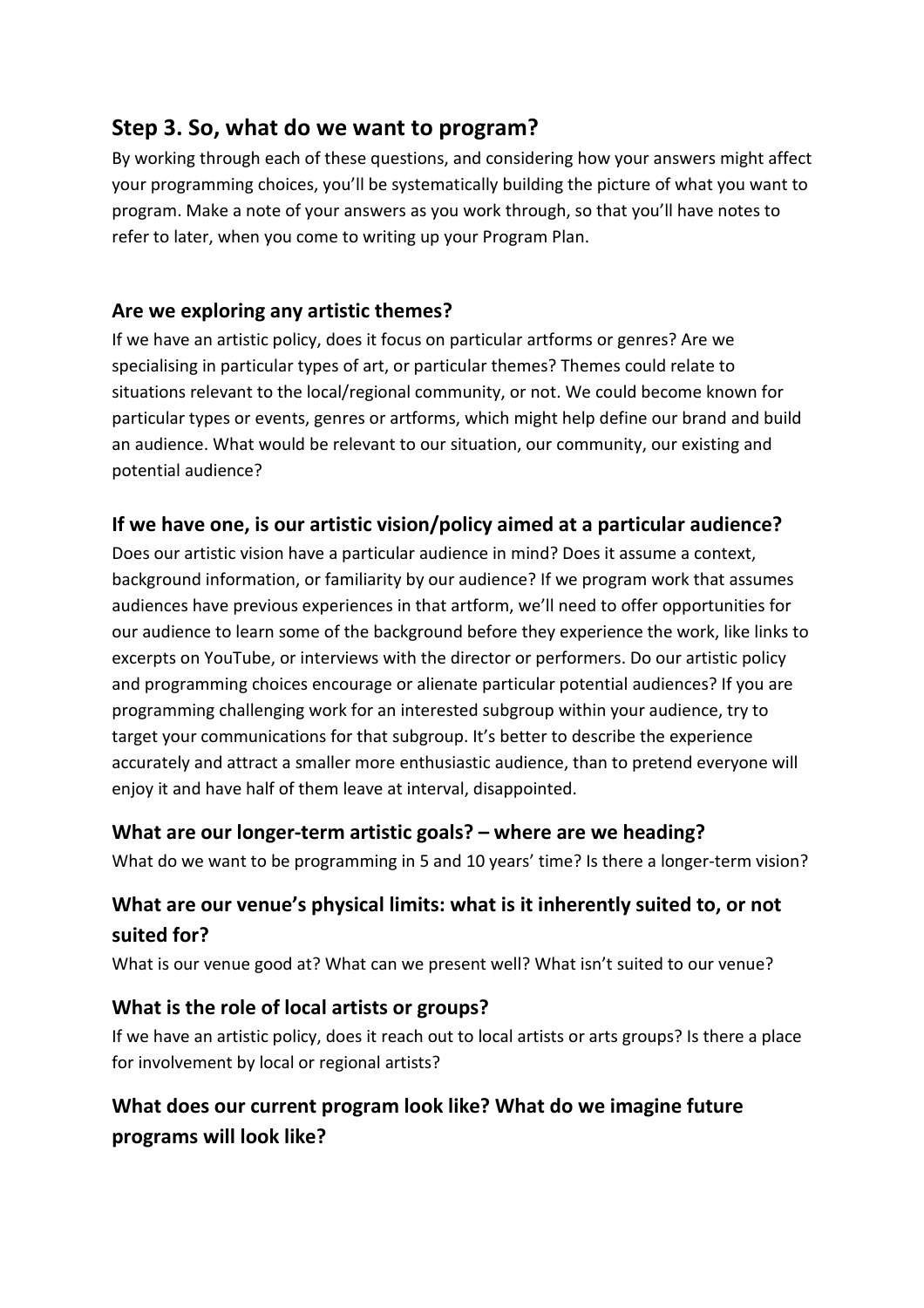## Step 3. So, what do we want to program?

By working through each of these questions, and considering how your answers might affect your programming choices, you'll be systematically building the picture of what you want to program. Make a note of your answers as you work through, so that you'll have notes to refer to later, when you come to writing up your Program Plan.

### Are we exploring any artistic themes?

If we have an artistic policy, does it focus on particular artforms or genres? Are we specialising in particular types of art, or particular themes? Themes could relate to situations relevant to the local/regional community, or not. We could become known for particular types or events, genres or artforms, which might help define our brand and build an audience. What would be relevant to our situation, our community, our existing and potential audience?

### If we have one, is our artistic vision/policy aimed at a particular audience?

Does our artistic vision have a particular audience in mind? Does it assume a context, background information, or familiarity by our audience? If we program work that assumes audiences have previous experiences in that artform, we'll need to offer opportunities for our audience to learn some of the background before they experience the work, like links to excerpts on YouTube, or interviews with the director or performers. Do our artistic policy and programming choices encourage or alienate particular potential audiences? If you are programming challenging work for an interested subgroup within your audience, try to target your communications for that subgroup. It's better to describe the experience accurately and attract a smaller more enthusiastic audience, than to pretend everyone will enjoy it and have half of them leave at interval, disappointed.

### What are our longer-term artistic goals? – where are we heading?

What do we want to be programming in 5 and 10 years' time? Is there a longer-term vision?

### What are our venue's physical limits: what is it inherently suited to, or not suited for?

What is our venue good at? What can we present well? What isn't suited to our venue?

### What is the role of local artists or groups?

If we have an artistic policy, does it reach out to local artists or arts groups? Is there a place for involvement by local or regional artists?

### What does our current program look like? What do we imagine future programs will look like?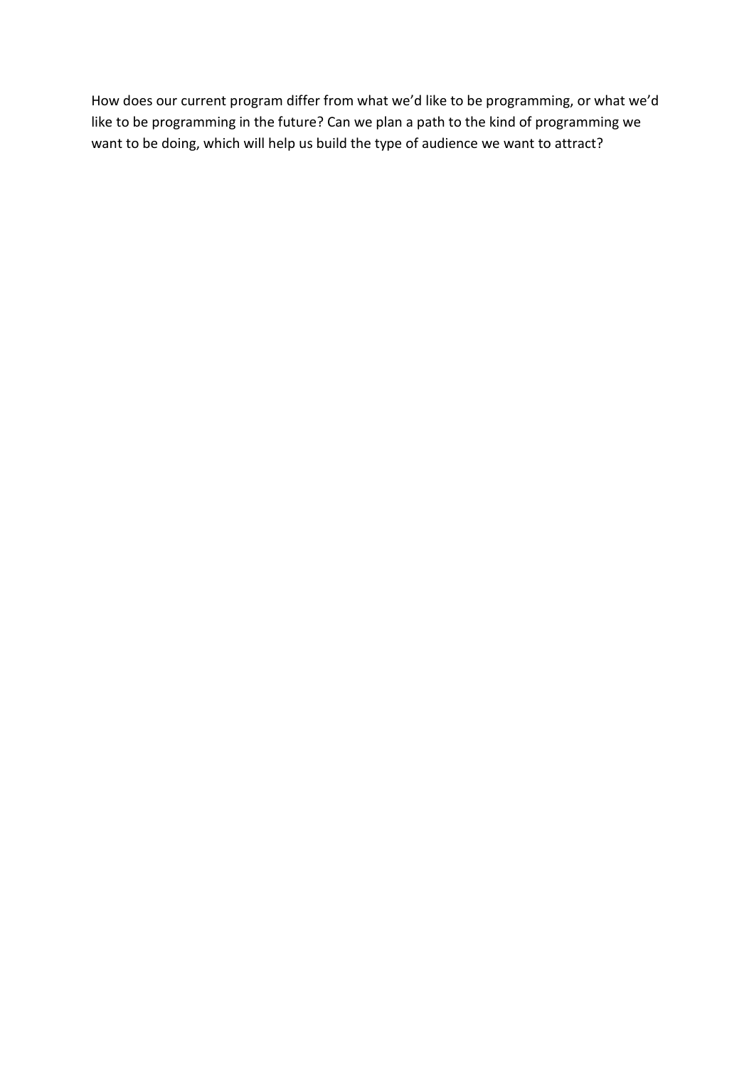How does our current program differ from what we'd like to be programming, or what we'd like to be programming in the future? Can we plan a path to the kind of programming we want to be doing, which will help us build the type of audience we want to attract?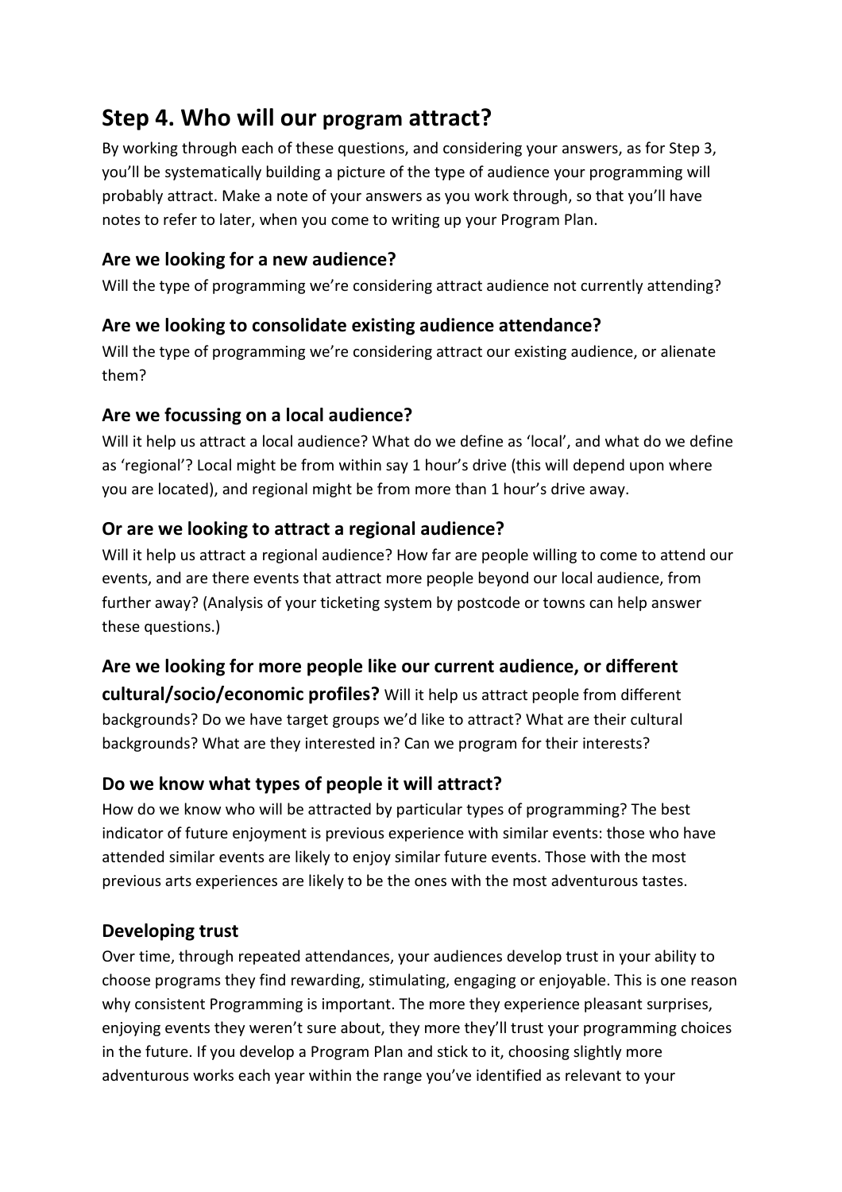## Step 4. Who will our program attract?

By working through each of these questions, and considering your answers, as for Step 3, you'll be systematically building a picture of the type of audience your programming will probably attract. Make a note of your answers as you work through, so that you'll have notes to refer to later, when you come to writing up your Program Plan.

### Are we looking for a new audience?

Will the type of programming we're considering attract audience not currently attending?

### Are we looking to consolidate existing audience attendance?

Will the type of programming we're considering attract our existing audience, or alienate them?

### Are we focussing on a local audience?

Will it help us attract a local audience? What do we define as 'local', and what do we define as 'regional'? Local might be from within say 1 hour's drive (this will depend upon where you are located), and regional might be from more than 1 hour's drive away.

### Or are we looking to attract a regional audience?

Will it help us attract a regional audience? How far are people willing to come to attend our events, and are there events that attract more people beyond our local audience, from further away? (Analysis of your ticketing system by postcode or towns can help answer these questions.)

### Are we looking for more people like our current audience, or different cultural/socio/economic profiles?

Will it help us attract people from different backgrounds? Do we have target groups we'd like to attract? What are their cultural backgrounds? What are they interested in? Can we program for their interests?

### Do we know what types of people it will attract?

How do we know who will be attracted by particular types of programming? The best indicator of future enjoyment is previous experience with similar events: those who have attended similar events are likely to enjoy similar future events. Those with the most previous arts experiences are likely to be the ones with the most adventurous tastes.

### Developing trust

Over time, through repeated attendances, your audiences develop trust in your ability to choose programs they find rewarding, stimulating, engaging or enjoyable. This is one reason why consistent Programming is important. The more they experience pleasant surprises, enjoying events they weren't sure about, they more they'll trust your programming choices in the future. If you develop a Program Plan and stick to it, choosing slightly more adventurous works each year within the range you've identified as relevant to your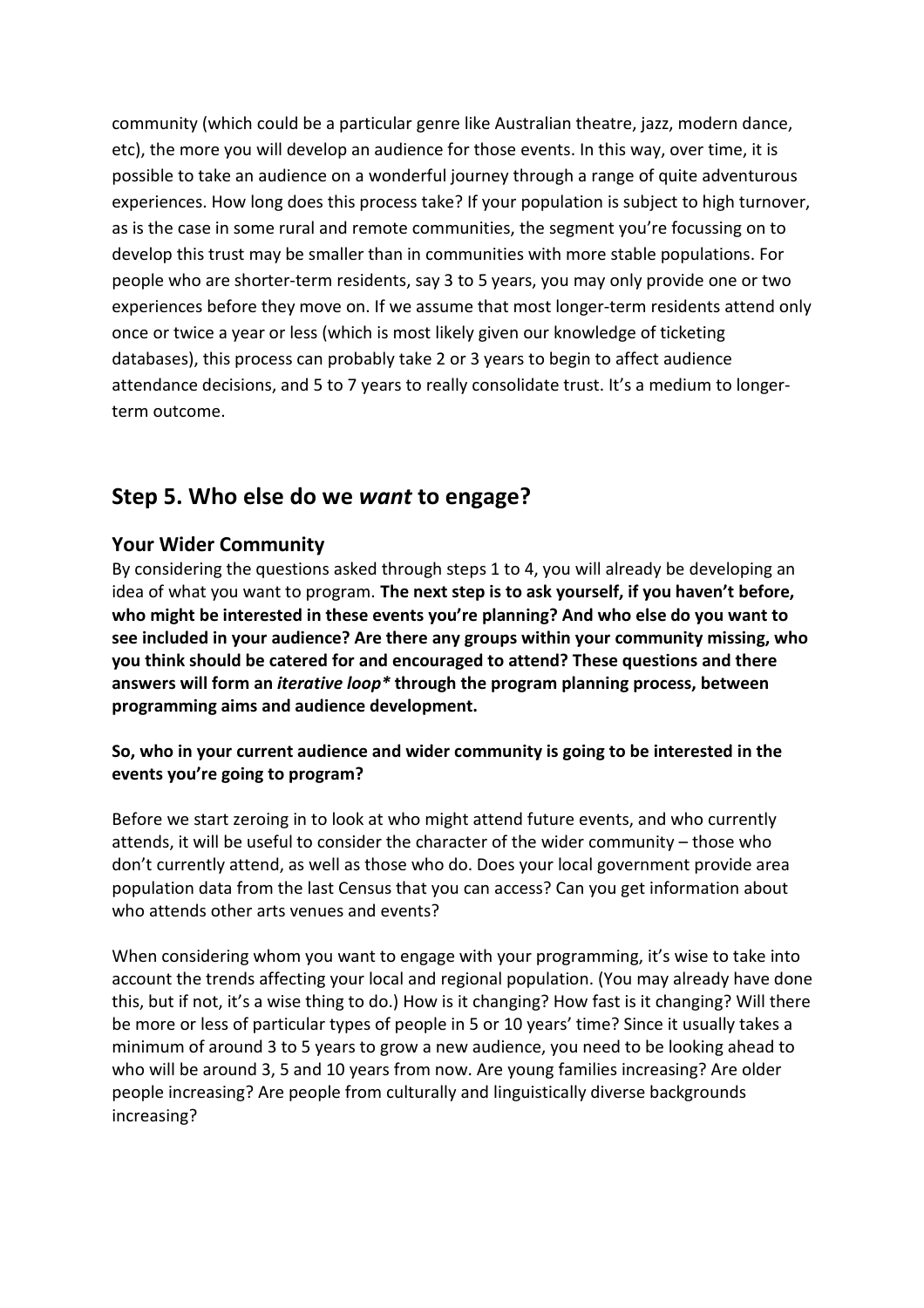community (which could be a particular genre like Australian theatre, jazz, modern dance, etc), the more you will develop an audience for those events. In this way, over time, it is possible to take an audience on a wonderful journey through a range of quite adventurous experiences. How long does this process take? If your population is subject to high turnover, as is the case in some rural and remote communities, the segment you're focussing on to develop this trust may be smaller than in communities with more stable populations. For people who are shorter-term residents, say 3 to 5 years, you may only provide one or two experiences before they move on. If we assume that most longer-term residents attend only once or twice a year or less (which is most likely given our knowledge of ticketing databases), this process can probably take 2 or 3 years to begin to affect audience attendance decisions, and 5 to 7 years to really consolidate trust. It's a medium to longer-term outcome.

## Step 5. Who else do we *want* to engage?

### Your Wider Community

By considering the questions asked through steps 1 to 4, you will already be developing an idea of what you want to program. **The next step is to ask yourself, if you haven't before, who might be interested in these events you're planning? And who else do you want to see included in your audience? Are there any groups within your community missing, who you think should be catered for and encouraged to attend? These questions and there answers will form an *iterative loop** through the program planning process, between programming aims and audience development.**

**So, who in your current audience and wider community is going to be interested in the events you're going to program?**

Before we start zeroing in to look at who might attend future events, and who currently attends, it will be useful to consider the character of the wider community – those who don't currently attend, as well as those who do. Does your local government provide area population data from the last Census that you can access? Can you get information about who attends other arts venues and events?

When considering whom you want to engage with your programming, it's wise to take into account the trends affecting your local and regional population. (You may already have done this, but if not, it's a wise thing to do.) How is it changing? How fast is it changing? Will there be more or less of particular types of people in 5 or 10 years' time? Since it usually takes a minimum of around 3 to 5 years to grow a new audience, you need to be looking ahead to who will be around 3, 5 and 10 years from now. Are young families increasing? Are older people increasing? Are people from culturally and linguistically diverse backgrounds increasing?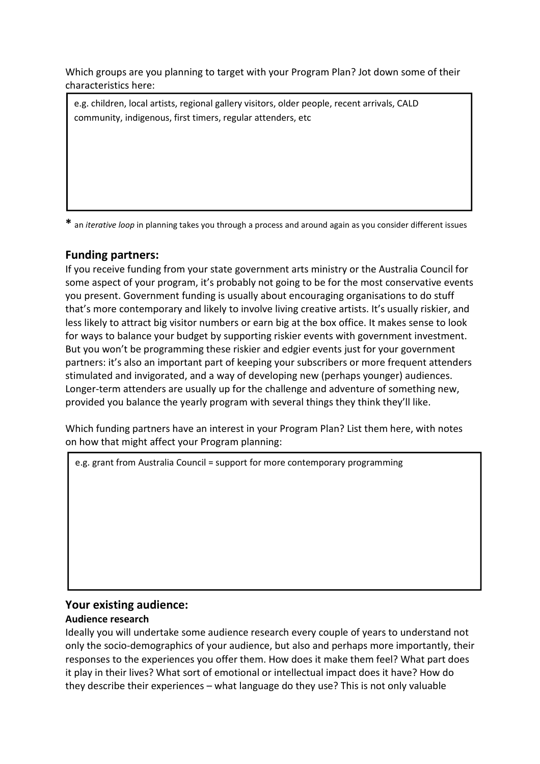Which groups are you planning to target with your Program Plan? Jot down some of their characteristics here:

| e.g. children, local artists, regional gallery visitors, older people, recent arrivals, CALD community, indigenous, first timers, regular attenders, etc |
| --- |

**\*** an *iterative loop* in planning takes you through a process and around again as you consider different issues

## Funding partners:

If you receive funding from your state government arts ministry or the Australia Council for some aspect of your program, it's probably not going to be for the most conservative events you present. Government funding is usually about encouraging organisations to do stuff that's more contemporary and likely to involve living creative artists. It's usually riskier, and less likely to attract big visitor numbers or earn big at the box office. It makes sense to look for ways to balance your budget by supporting riskier events with government investment. But you won't be programming these riskier and edgier events just for your government partners: it's also an important part of keeping your subscribers or more frequent attenders stimulated and invigorated, and a way of developing new (perhaps younger) audiences. Longer-term attenders are usually up for the challenge and adventure of something new, provided you balance the yearly program with several things they think they'll like.

Which funding partners have an interest in your Program Plan? List them here, with notes on how that might affect your Program planning:

| e.g. grant from Australia Council = support for more contemporary programming |
| --- |

## Your existing audience:

### Audience research

Ideally you will undertake some audience research every couple of years to understand not only the socio-demographics of your audience, but also and perhaps more importantly, their responses to the experiences you offer them. How does it make them feel? What part does it play in their lives? What sort of emotional or intellectual impact does it have? How do they describe their experiences – what language do they use? This is not only valuable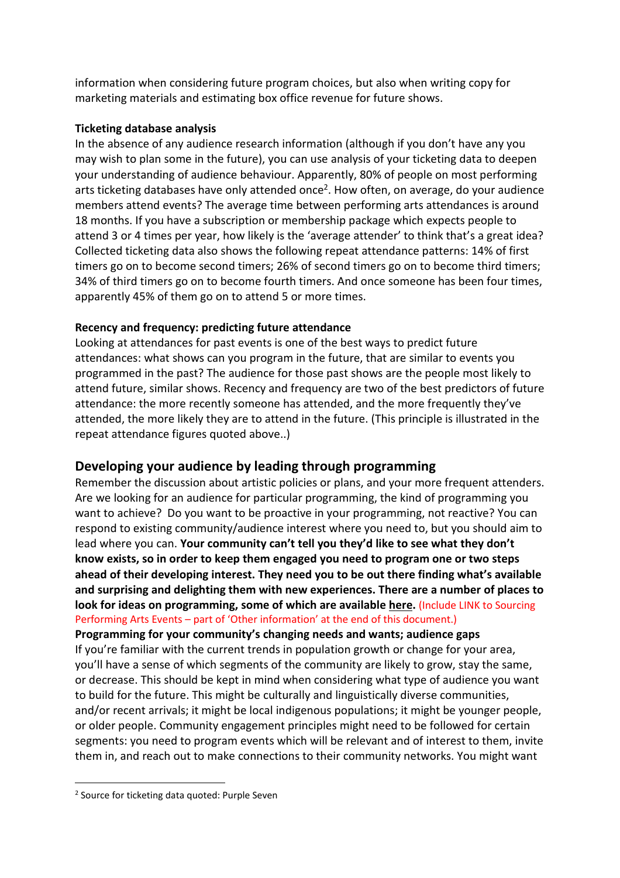information when considering future program choices, but also when writing copy for marketing materials and estimating box office revenue for future shows.

**Ticketing database analysis**

In the absence of any audience research information (although if you don't have any you may wish to plan some in the future), you can use analysis of your ticketing data to deepen your understanding of audience behaviour. Apparently, 80% of people on most performing arts ticketing databases have only attended once[2]. How often, on average, do your audience members attend events? The average time between performing arts attendances is around 18 months. If you have a subscription or membership package which expects people to attend 3 or 4 times per year, how likely is the 'average attender' to think that's a great idea? Collected ticketing data also shows the following repeat attendance patterns: 14% of first timers go on to become second timers; 26% of second timers go on to become third timers; 34% of third timers go on to become fourth timers. And once someone has been four times, apparently 45% of them go on to attend 5 or more times.

**Recency and frequency: predicting future attendance**

Looking at attendances for past events is one of the best ways to predict future attendances: what shows can you program in the future, that are similar to events you programmed in the past? The audience for those past shows are the people most likely to attend future, similar shows. Recency and frequency are two of the best predictors of future attendance: the more recently someone has attended, and the more frequently they've attended, the more likely they are to attend in the future. (This principle is illustrated in the repeat attendance figures quoted above..)

## Developing your audience by leading through programming

Remember the discussion about artistic policies or plans, and your more frequent attenders. Are we looking for an audience for particular programming, the kind of programming you want to achieve? Do you want to be proactive in your programming, not reactive? You can respond to existing community/audience interest where you need to, but you should aim to lead where you can. **Your community can't tell you they'd like to see what they don't know exists, so in order to keep them engaged you need to program one or two steps ahead of their developing interest. They need you to be out there finding what's available and surprising and delighting them with new experiences. There are a number of places to look for ideas on programming, some of which are available here.** (Include LINK to Sourcing Performing Arts Events – part of 'Other information' at the end of this document.)

**Programming for your community's changing needs and wants; audience gaps**

If you're familiar with the current trends in population growth or change for your area, you'll have a sense of which segments of the community are likely to grow, stay the same, or decrease. This should be kept in mind when considering what type of audience you want to build for the future. This might be culturally and linguistically diverse communities, and/or recent arrivals; it might be local indigenous populations; it might be younger people, or older people. Community engagement principles might need to be followed for certain segments: you need to program events which will be relevant and of interest to them, invite them in, and reach out to make connections to their community networks. You might want

[2] Source for ticketing data quoted: Purple Seven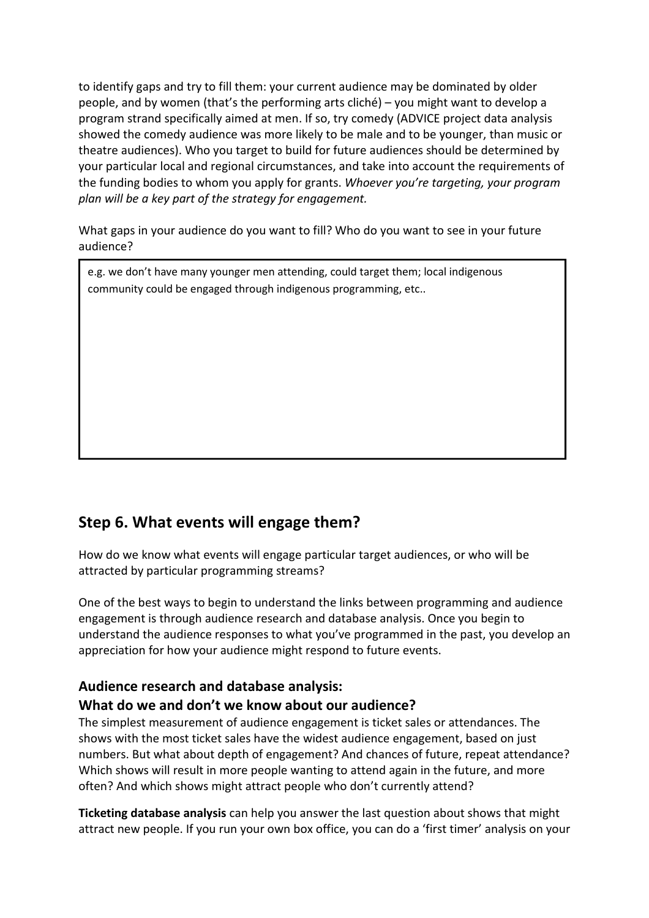to identify gaps and try to fill them: your current audience may be dominated by older people, and by women (that's the performing arts cliché) – you might want to develop a program strand specifically aimed at men. If so, try comedy (ADVICE project data analysis showed the comedy audience was more likely to be male and to be younger, than music or theatre audiences). Who you target to build for future audiences should be determined by your particular local and regional circumstances, and take into account the requirements of the funding bodies to whom you apply for grants. *Whoever you're targeting, your program plan will be a key part of the strategy for engagement.*

What gaps in your audience do you want to fill? Who do you want to see in your future audience?

| e.g. we don't have many younger men attending, could target them; local indigenous community could be engaged through indigenous programming, etc.. |
|---|

## Step 6. What events will engage them?

How do we know what events will engage particular target audiences, or who will be attracted by particular programming streams?

One of the best ways to begin to understand the links between programming and audience engagement is through audience research and database analysis. Once you begin to understand the audience responses to what you've programmed in the past, you develop an appreciation for how your audience might respond to future events.

### Audience research and database analysis:
### What do we and don't we know about our audience?

The simplest measurement of audience engagement is ticket sales or attendances. The shows with the most ticket sales have the widest audience engagement, based on just numbers. But what about depth of engagement? And chances of future, repeat attendance? Which shows will result in more people wanting to attend again in the future, and more often? And which shows might attract people who don't currently attend?

**Ticketing database analysis** can help you answer the last question about shows that might attract new people. If you run your own box office, you can do a 'first timer' analysis on your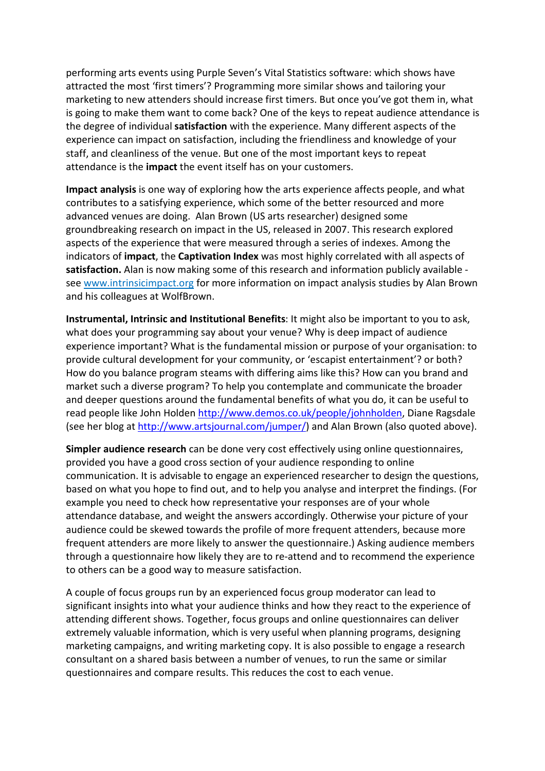performing arts events using Purple Seven's Vital Statistics software: which shows have attracted the most 'first timers'? Programming more similar shows and tailoring your marketing to new attenders should increase first timers. But once you've got them in, what is going to make them want to come back? One of the keys to repeat audience attendance is the degree of individual **satisfaction** with the experience. Many different aspects of the experience can impact on satisfaction, including the friendliness and knowledge of your staff, and cleanliness of the venue. But one of the most important keys to repeat attendance is the **impact** the event itself has on your customers.

**Impact analysis** is one way of exploring how the arts experience affects people, and what contributes to a satisfying experience, which some of the better resourced and more advanced venues are doing. Alan Brown (US arts researcher) designed some groundbreaking research on impact in the US, released in 2007. This research explored aspects of the experience that were measured through a series of indexes. Among the indicators of **impact**, the **Captivation Index** was most highly correlated with all aspects of **satisfaction.** Alan is now making some of this research and information publicly available - see [www.intrinsicimpact.org](www.intrinsicimpact.org) for more information on impact analysis studies by Alan Brown and his colleagues at WolfBrown.

**Instrumental, Intrinsic and Institutional Benefits**: It might also be important to you to ask, what does your programming say about your venue? Why is deep impact of audience experience important? What is the fundamental mission or purpose of your organisation: to provide cultural development for your community, or 'escapist entertainment'? or both? How do you balance program steams with differing aims like this? How can you brand and market such a diverse program? To help you contemplate and communicate the broader and deeper questions around the fundamental benefits of what you do, it can be useful to read people like John Holden [http://www.demos.co.uk/people/johnholden](http://www.demos.co.uk/people/johnholden), Diane Ragsdale (see her blog at [http://www.artsjournal.com/jumper/](http://www.artsjournal.com/jumper/)) and Alan Brown (also quoted above).

**Simpler audience research** can be done very cost effectively using online questionnaires, provided you have a good cross section of your audience responding to online communication. It is advisable to engage an experienced researcher to design the questions, based on what you hope to find out, and to help you analyse and interpret the findings. (For example you need to check how representative your responses are of your whole attendance database, and weight the answers accordingly. Otherwise your picture of your audience could be skewed towards the profile of more frequent attenders, because more frequent attenders are more likely to answer the questionnaire.) Asking audience members through a questionnaire how likely they are to re-attend and to recommend the experience to others can be a good way to measure satisfaction.

A couple of focus groups run by an experienced focus group moderator can lead to significant insights into what your audience thinks and how they react to the experience of attending different shows. Together, focus groups and online questionnaires can deliver extremely valuable information, which is very useful when planning programs, designing marketing campaigns, and writing marketing copy. It is also possible to engage a research consultant on a shared basis between a number of venues, to run the same or similar questionnaires and compare results. This reduces the cost to each venue.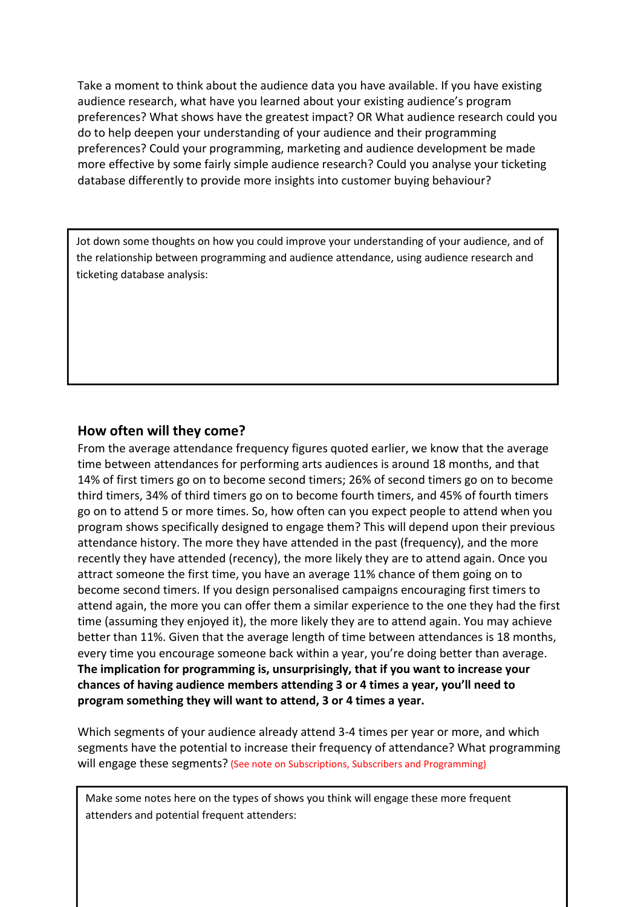Take a moment to think about the audience data you have available. If you have existing audience research, what have you learned about your existing audience's program preferences? What shows have the greatest impact? OR What audience research could you do to help deepen your understanding of your audience and their programming preferences? Could your programming, marketing and audience development be made more effective by some fairly simple audience research? Could you analyse your ticketing database differently to provide more insights into customer buying behaviour?

> Jot down some thoughts on how you could improve your understanding of your audience, and of the relationship between programming and audience attendance, using audience research and ticketing database analysis:

## How often will they come?

From the average attendance frequency figures quoted earlier, we know that the average time between attendances for performing arts audiences is around 18 months, and that 14% of first timers go on to become second timers; 26% of second timers go on to become third timers, 34% of third timers go on to become fourth timers, and 45% of fourth timers go on to attend 5 or more times. So, how often can you expect people to attend when you program shows specifically designed to engage them? This will depend upon their previous attendance history. The more they have attended in the past (frequency), and the more recently they have attended (recency), the more likely they are to attend again. Once you attract someone the first time, you have an average 11% chance of them going on to become second timers. If you design personalised campaigns encouraging first timers to attend again, the more you can offer them a similar experience to the one they had the first time (assuming they enjoyed it), the more likely they are to attend again. You may achieve better than 11%. Given that the average length of time between attendances is 18 months, every time you encourage someone back within a year, you're doing better than average. **The implication for programming is, unsurprisingly, that if you want to increase your chances of having audience members attending 3 or 4 times a year, you'll need to program something they will want to attend, 3 or 4 times a year.**

Which segments of your audience already attend 3-4 times per year or more, and which segments have the potential to increase their frequency of attendance? What programming will engage these segments? (See note on Subscriptions, Subscribers and Programming)

> Make some notes here on the types of shows you think will engage these more frequent attenders and potential frequent attenders: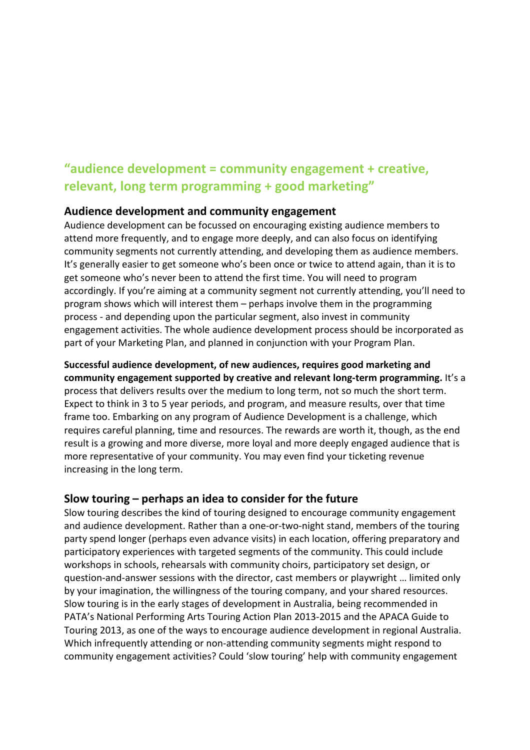## “audience development = community engagement + creative, relevant, long term programming + good marketing”

### Audience development and community engagement

Audience development can be focussed on encouraging existing audience members to attend more frequently, and to engage more deeply, and can also focus on identifying community segments not currently attending, and developing them as audience members. It’s generally easier to get someone who’s been once or twice to attend again, than it is to get someone who’s never been to attend the first time. You will need to program accordingly. If you’re aiming at a community segment not currently attending, you’ll need to program shows which will interest them – perhaps involve them in the programming process - and depending upon the particular segment, also invest in community engagement activities. The whole audience development process should be incorporated as part of your Marketing Plan, and planned in conjunction with your Program Plan.

**Successful audience development, of new audiences, requires good marketing and community engagement supported by creative and relevant long-term programming.** It’s a process that delivers results over the medium to long term, not so much the short term. Expect to think in 3 to 5 year periods, and program, and measure results, over that time frame too. Embarking on any program of Audience Development is a challenge, which requires careful planning, time and resources. The rewards are worth it, though, as the end result is a growing and more diverse, more loyal and more deeply engaged audience that is more representative of your community. You may even find your ticketing revenue increasing in the long term.

### Slow touring – perhaps an idea to consider for the future

Slow touring describes the kind of touring designed to encourage community engagement and audience development. Rather than a one-or-two-night stand, members of the touring party spend longer (perhaps even advance visits) in each location, offering preparatory and participatory experiences with targeted segments of the community. This could include workshops in schools, rehearsals with community choirs, participatory set design, or question-and-answer sessions with the director, cast members or playwright … limited only by your imagination, the willingness of the touring company, and your shared resources. Slow touring is in the early stages of development in Australia, being recommended in PATA’s National Performing Arts Touring Action Plan 2013-2015 and the APACA Guide to Touring 2013, as one of the ways to encourage audience development in regional Australia. Which infrequently attending or non-attending community segments might respond to community engagement activities? Could ‘slow touring’ help with community engagement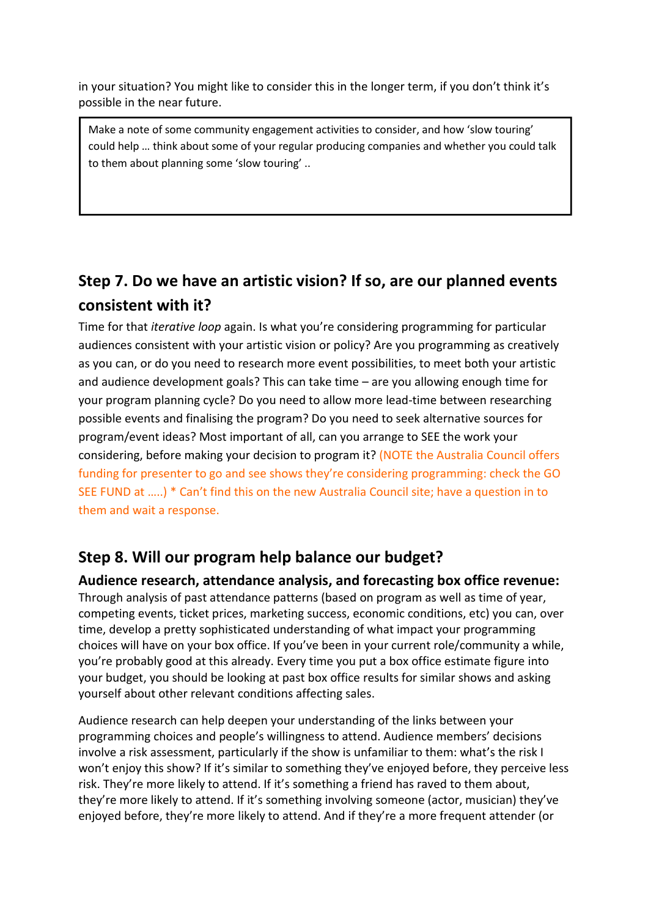in your situation? You might like to consider this in the longer term, if you don't think it's possible in the near future.

> Make a note of some community engagement activities to consider, and how 'slow touring' could help … think about some of your regular producing companies and whether you could talk to them about planning some 'slow touring' ..

## Step 7. Do we have an artistic vision? If so, are our planned events consistent with it?

Time for that *iterative loop* again. Is what you're considering programming for particular audiences consistent with your artistic vision or policy? Are you programming as creatively as you can, or do you need to research more event possibilities, to meet both your artistic and audience development goals? This can take time – are you allowing enough time for your program planning cycle? Do you need to allow more lead-time between researching possible events and finalising the program? Do you need to seek alternative sources for program/event ideas? Most important of all, can you arrange to SEE the work your considering, before making your decision to program it? (NOTE the Australia Council offers funding for presenter to go and see shows they're considering programming: check the GO SEE FUND at …..) * Can't find this on the new Australia Council site; have a question in to them and wait a response.

## Step 8. Will our program help balance our budget?

### Audience research, attendance analysis, and forecasting box office revenue:

Through analysis of past attendance patterns (based on program as well as time of year, competing events, ticket prices, marketing success, economic conditions, etc) you can, over time, develop a pretty sophisticated understanding of what impact your programming choices will have on your box office. If you've been in your current role/community a while, you're probably good at this already. Every time you put a box office estimate figure into your budget, you should be looking at past box office results for similar shows and asking yourself about other relevant conditions affecting sales.

Audience research can help deepen your understanding of the links between your programming choices and people's willingness to attend. Audience members' decisions involve a risk assessment, particularly if the show is unfamiliar to them: what's the risk I won't enjoy this show? If it's similar to something they've enjoyed before, they perceive less risk. They're more likely to attend. If it's something a friend has raved to them about, they're more likely to attend. If it's something involving someone (actor, musician) they've enjoyed before, they're more likely to attend. And if they're a more frequent attender (or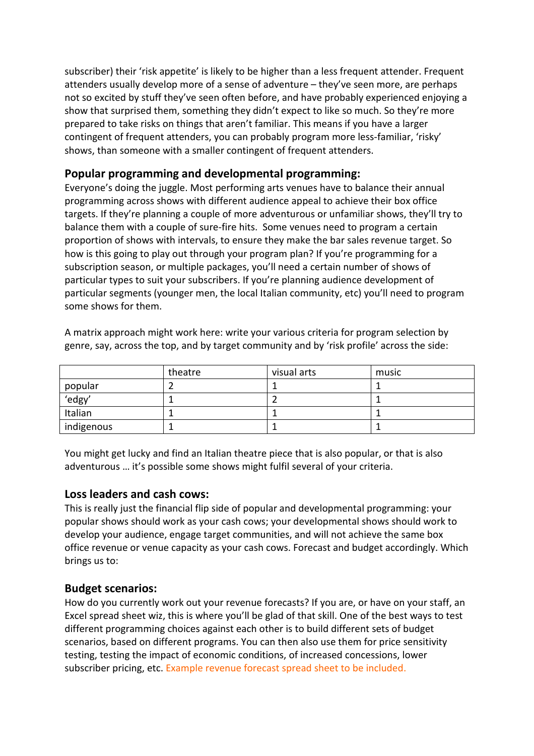subscriber) their 'risk appetite' is likely to be higher than a less frequent attender. Frequent attenders usually develop more of a sense of adventure – they've seen more, are perhaps not so excited by stuff they've seen often before, and have probably experienced enjoying a show that surprised them, something they didn't expect to like so much. So they're more prepared to take risks on things that aren't familiar. This means if you have a larger contingent of frequent attenders, you can probably program more less-familiar, 'risky' shows, than someone with a smaller contingent of frequent attenders.

### Popular programming and developmental programming:

Everyone's doing the juggle. Most performing arts venues have to balance their annual programming across shows with different audience appeal to achieve their box office targets. If they're planning a couple of more adventurous or unfamiliar shows, they'll try to balance them with a couple of sure-fire hits. Some venues need to program a certain proportion of shows with intervals, to ensure they make the bar sales revenue target. So how is this going to play out through your program plan? If you're programming for a subscription season, or multiple packages, you'll need a certain number of shows of particular types to suit your subscribers. If you're planning audience development of particular segments (younger men, the local Italian community, etc) you'll need to program some shows for them.

A matrix approach might work here: write your various criteria for program selection by genre, say, across the top, and by target community and by 'risk profile' across the side:

| | theatre | visual arts | music |
|---|---|---|---|
| popular | 2 | 1 | 1 |
| 'edgy' | 1 | 2 | 1 |
| Italian | 1 | 1 | 1 |
| indigenous | 1 | 1 | 1 |

You might get lucky and find an Italian theatre piece that is also popular, or that is also adventurous … it's possible some shows might fulfil several of your criteria.

### Loss leaders and cash cows:

This is really just the financial flip side of popular and developmental programming: your popular shows should work as your cash cows; your developmental shows should work to develop your audience, engage target communities, and will not achieve the same box office revenue or venue capacity as your cash cows. Forecast and budget accordingly. Which brings us to:

### Budget scenarios:

How do you currently work out your revenue forecasts? If you are, or have on your staff, an Excel spread sheet wiz, this is where you'll be glad of that skill. One of the best ways to test different programming choices against each other is to build different sets of budget scenarios, based on different programs. You can then also use them for price sensitivity testing, testing the impact of economic conditions, of increased concessions, lower subscriber pricing, etc. Example revenue forecast spread sheet to be included.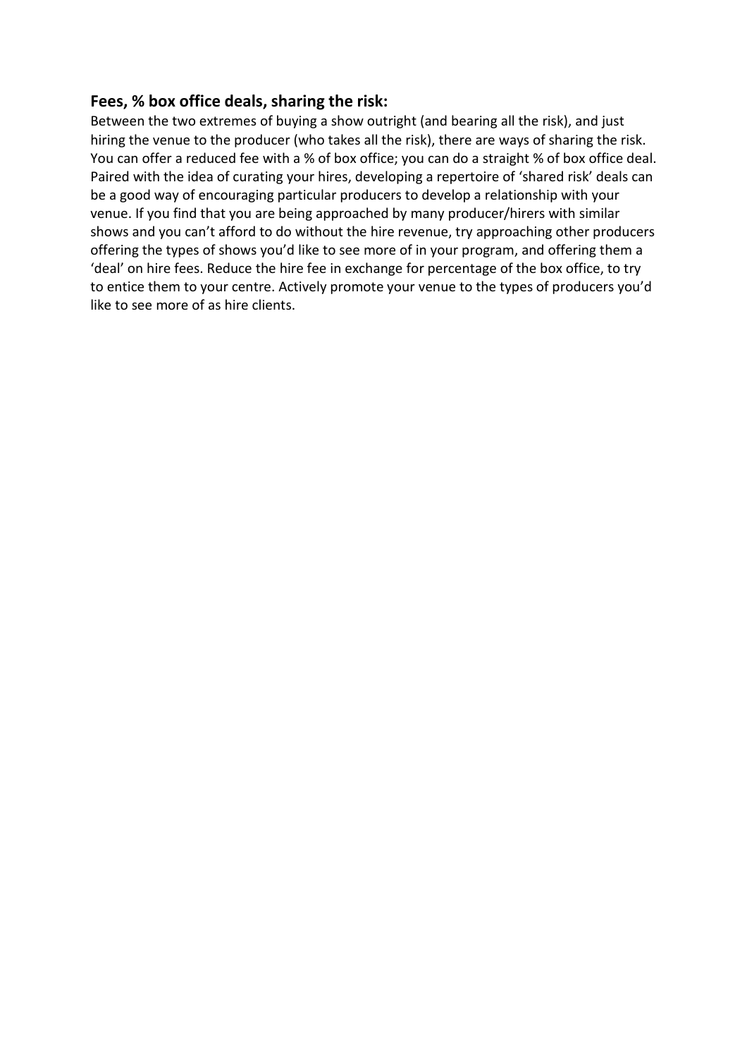### Fees, % box office deals, sharing the risk:

Between the two extremes of buying a show outright (and bearing all the risk), and just hiring the venue to the producer (who takes all the risk), there are ways of sharing the risk. You can offer a reduced fee with a % of box office; you can do a straight % of box office deal. Paired with the idea of curating your hires, developing a repertoire of 'shared risk' deals can be a good way of encouraging particular producers to develop a relationship with your venue. If you find that you are being approached by many producer/hirers with similar shows and you can't afford to do without the hire revenue, try approaching other producers offering the types of shows you'd like to see more of in your program, and offering them a 'deal' on hire fees. Reduce the hire fee in exchange for percentage of the box office, to try to entice them to your centre. Actively promote your venue to the types of producers you'd like to see more of as hire clients.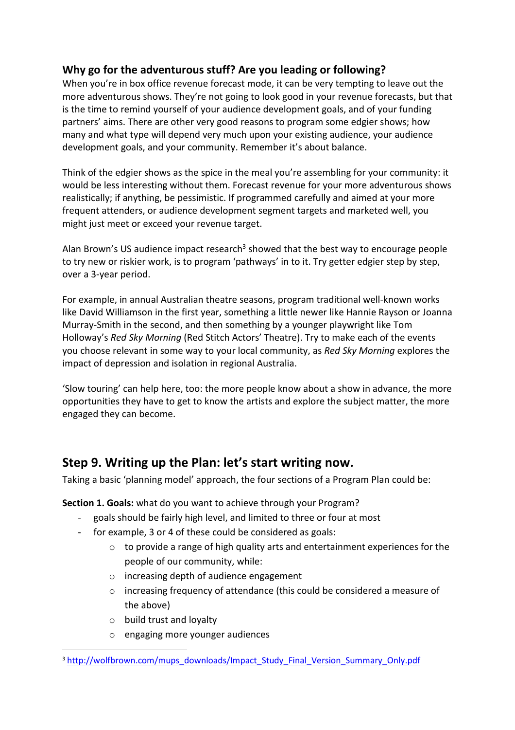### Why go for the adventurous stuff? Are you leading or following?

When you're in box office revenue forecast mode, it can be very tempting to leave out the more adventurous shows. They're not going to look good in your revenue forecasts, but that is the time to remind yourself of your audience development goals, and of your funding partners' aims. There are other very good reasons to program some edgier shows; how many and what type will depend very much upon your existing audience, your audience development goals, and your community. Remember it's about balance.

Think of the edgier shows as the spice in the meal you're assembling for your community: it would be less interesting without them. Forecast revenue for your more adventurous shows realistically; if anything, be pessimistic. If programmed carefully and aimed at your more frequent attenders, or audience development segment targets and marketed well, you might just meet or exceed your revenue target.

Alan Brown's US audience impact research[3] showed that the best way to encourage people to try new or riskier work, is to program 'pathways' in to it. Try getter edgier step by step, over a 3-year period.

For example, in annual Australian theatre seasons, program traditional well-known works like David Williamson in the first year, something a little newer like Hannie Rayson or Joanna Murray-Smith in the second, and then something by a younger playwright like Tom Holloway's *Red Sky Morning* (Red Stitch Actors' Theatre). Try to make each of the events you choose relevant in some way to your local community, as *Red Sky Morning* explores the impact of depression and isolation in regional Australia.

'Slow touring' can help here, too: the more people know about a show in advance, the more opportunities they have to get to know the artists and explore the subject matter, the more engaged they can become.

## Step 9. Writing up the Plan: let's start writing now.

Taking a basic 'planning model' approach, the four sections of a Program Plan could be:

**Section 1. Goals:** what do you want to achieve through your Program?

- goals should be fairly high level, and limited to three or four at most
- for example, 3 or 4 of these could be considered as goals:
    - to provide a range of high quality arts and entertainment experiences for the people of our community, while:
    - increasing depth of audience engagement
    - increasing frequency of attendance (this could be considered a measure of the above)
    - build trust and loyalty
    - engaging more younger audiences

[3] http://wolfbrown.com/mups_downloads/Impact_Study_Final_Version_Summary_Only.pdf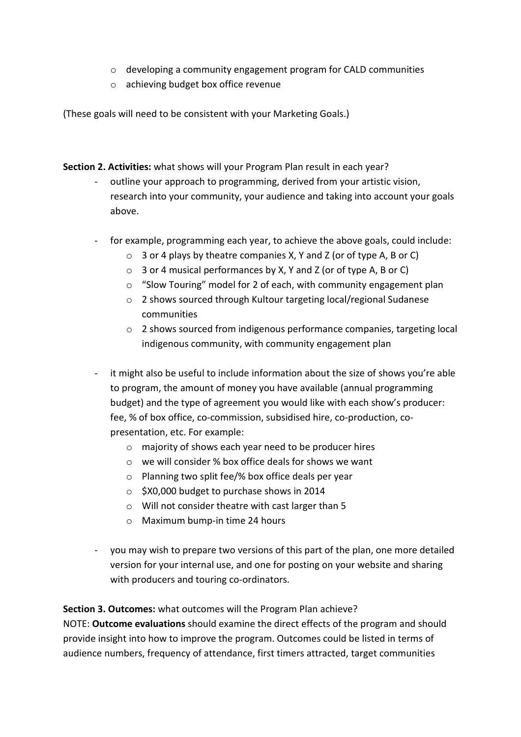- developing a community engagement program for CALD communities
    - achieving budget box office revenue

(These goals will need to be consistent with your Marketing Goals.)

**Section 2. Activities:** what shows will your Program Plan result in each year?

- outline your approach to programming, derived from your artistic vision, research into your community, your audience and taking into account your goals above.

- for example, programming each year, to achieve the above goals, could include:
    - 3 or 4 plays by theatre companies X, Y and Z (or of type A, B or C)
    - 3 or 4 musical performances by X, Y and Z (or of type A, B or C)
    - "Slow Touring" model for 2 of each, with community engagement plan
    - 2 shows sourced through Kultour targeting local/regional Sudanese communities
    - 2 shows sourced from indigenous performance companies, targeting local indigenous community, with community engagement plan

- it might also be useful to include information about the size of shows you're able to program, the amount of money you have available (annual programming budget) and the type of agreement you would like with each show's producer: fee, % of box office, co-commission, subsidised hire, co-production, co-presentation, etc. For example:
    - majority of shows each year need to be producer hires
    - we will consider % box office deals for shows we want
    - Planning two split fee/% box office deals per year
    - $X0,000 budget to purchase shows in 2014
    - Will not consider theatre with cast larger than 5
    - Maximum bump-in time 24 hours

- you may wish to prepare two versions of this part of the plan, one more detailed version for your internal use, and one for posting on your website and sharing with producers and touring co-ordinators.

**Section 3. Outcomes:** what outcomes will the Program Plan achieve?

NOTE: **Outcome evaluations** should examine the direct effects of the program and should provide insight into how to improve the program. Outcomes could be listed in terms of audience numbers, frequency of attendance, first timers attracted, target communities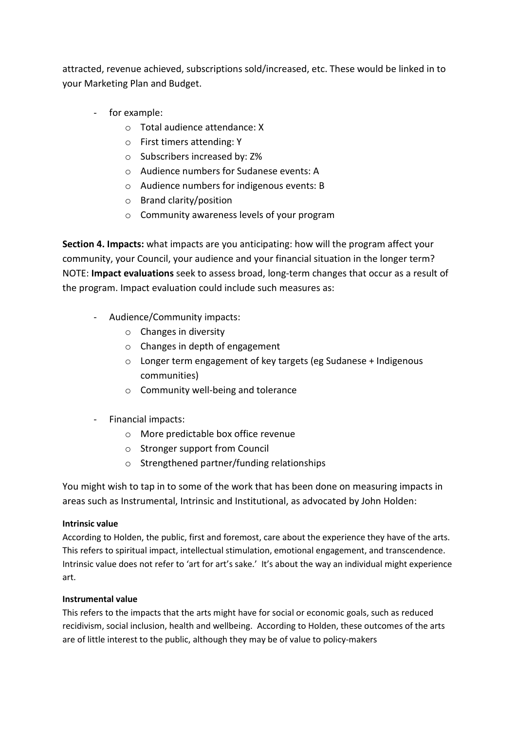attracted, revenue achieved, subscriptions sold/increased, etc. These would be linked in to your Marketing Plan and Budget.

- for example:
  - Total audience attendance: X
  - First timers attending: Y
  - Subscribers increased by: Z%
  - Audience numbers for Sudanese events: A
  - Audience numbers for indigenous events: B
  - Brand clarity/position
  - Community awareness levels of your program

**Section 4. Impacts:** what impacts are you anticipating: how will the program affect your community, your Council, your audience and your financial situation in the longer term? NOTE: **Impact evaluations** seek to assess broad, long-term changes that occur as a result of the program. Impact evaluation could include such measures as:

- Audience/Community impacts:
  - Changes in diversity
  - Changes in depth of engagement
  - Longer term engagement of key targets (eg Sudanese + Indigenous communities)
  - Community well-being and tolerance

- Financial impacts:
  - More predictable box office revenue
  - Stronger support from Council
  - Strengthened partner/funding relationships

You might wish to tap in to some of the work that has been done on measuring impacts in areas such as Instrumental, Intrinsic and Institutional, as advocated by John Holden:

**Intrinsic value**

According to Holden, the public, first and foremost, care about the experience they have of the arts. This refers to spiritual impact, intellectual stimulation, emotional engagement, and transcendence. Intrinsic value does not refer to 'art for art's sake.' It's about the way an individual might experience art.

**Instrumental value**

This refers to the impacts that the arts might have for social or economic goals, such as reduced recidivism, social inclusion, health and wellbeing. According to Holden, these outcomes of the arts are of little interest to the public, although they may be of value to policy-makers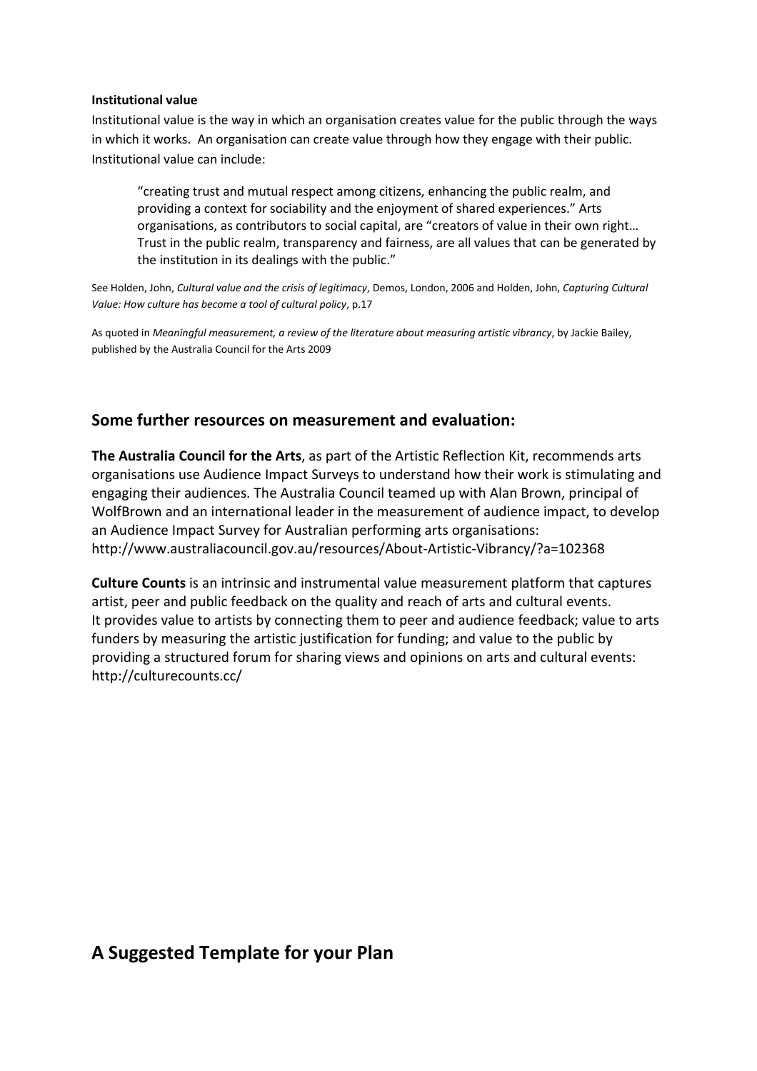**Institutional value**

Institutional value is the way in which an organisation creates value for the public through the ways in which it works. An organisation can create value through how they engage with their public. Institutional value can include:

> "creating trust and mutual respect among citizens, enhancing the public realm, and providing a context for sociability and the enjoyment of shared experiences." Arts organisations, as contributors to social capital, are "creators of value in their own right… Trust in the public realm, transparency and fairness, are all values that can be generated by the institution in its dealings with the public."

See Holden, John, *Cultural value and the crisis of legitimacy*, Demos, London, 2006 and Holden, John, *Capturing Cultural Value: How culture has become a tool of cultural policy*, p.17

As quoted in *Meaningful measurement, a review of the literature about measuring artistic vibrancy*, by Jackie Bailey, published by the Australia Council for the Arts 2009

## Some further resources on measurement and evaluation:

**The Australia Council for the Arts**, as part of the Artistic Reflection Kit, recommends arts organisations use Audience Impact Surveys to understand how their work is stimulating and engaging their audiences. The Australia Council teamed up with Alan Brown, principal of WolfBrown and an international leader in the measurement of audience impact, to develop an Audience Impact Survey for Australian performing arts organisations: http://www.australiacouncil.gov.au/resources/About-Artistic-Vibrancy/?a=102368

**Culture Counts** is an intrinsic and instrumental value measurement platform that captures artist, peer and public feedback on the quality and reach of arts and cultural events. It provides value to artists by connecting them to peer and audience feedback; value to arts funders by measuring the artistic justification for funding; and value to the public by providing a structured forum for sharing views and opinions on arts and cultural events: http://culturecounts.cc/

# A Suggested Template for your Plan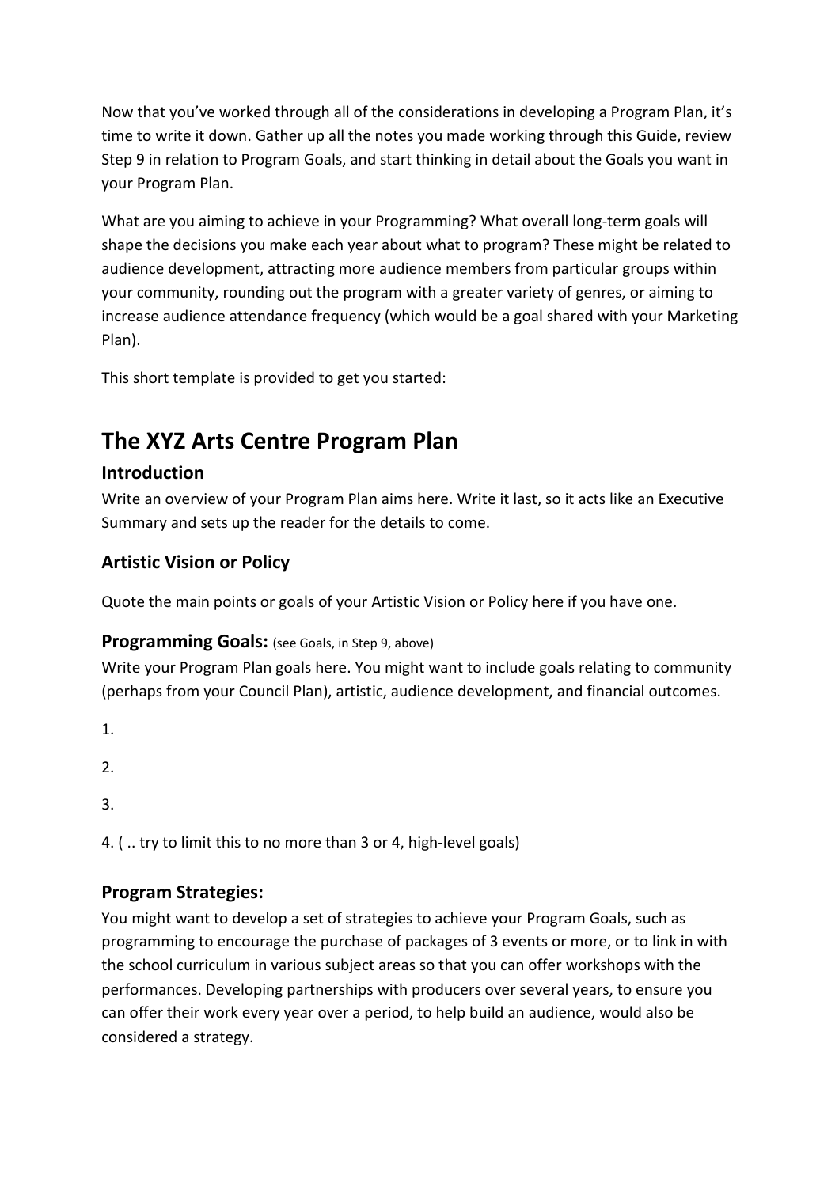Now that you've worked through all of the considerations in developing a Program Plan, it's time to write it down. Gather up all the notes you made working through this Guide, review Step 9 in relation to Program Goals, and start thinking in detail about the Goals you want in your Program Plan.

What are you aiming to achieve in your Programming? What overall long-term goals will shape the decisions you make each year about what to program? These might be related to audience development, attracting more audience members from particular groups within your community, rounding out the program with a greater variety of genres, or aiming to increase audience attendance frequency (which would be a goal shared with your Marketing Plan).

This short template is provided to get you started:

# The XYZ Arts Centre Program Plan

## Introduction

Write an overview of your Program Plan aims here. Write it last, so it acts like an Executive Summary and sets up the reader for the details to come.

## Artistic Vision or Policy

Quote the main points or goals of your Artistic Vision or Policy here if you have one.

## Programming Goals: (see Goals, in Step 9, above)

Write your Program Plan goals here. You might want to include goals relating to community (perhaps from your Council Plan), artistic, audience development, and financial outcomes.

1.

2.

3.

4. ( .. try to limit this to no more than 3 or 4, high-level goals)

## Program Strategies:

You might want to develop a set of strategies to achieve your Program Goals, such as programming to encourage the purchase of packages of 3 events or more, or to link in with the school curriculum in various subject areas so that you can offer workshops with the performances. Developing partnerships with producers over several years, to ensure you can offer their work every year over a period, to help build an audience, would also be considered a strategy.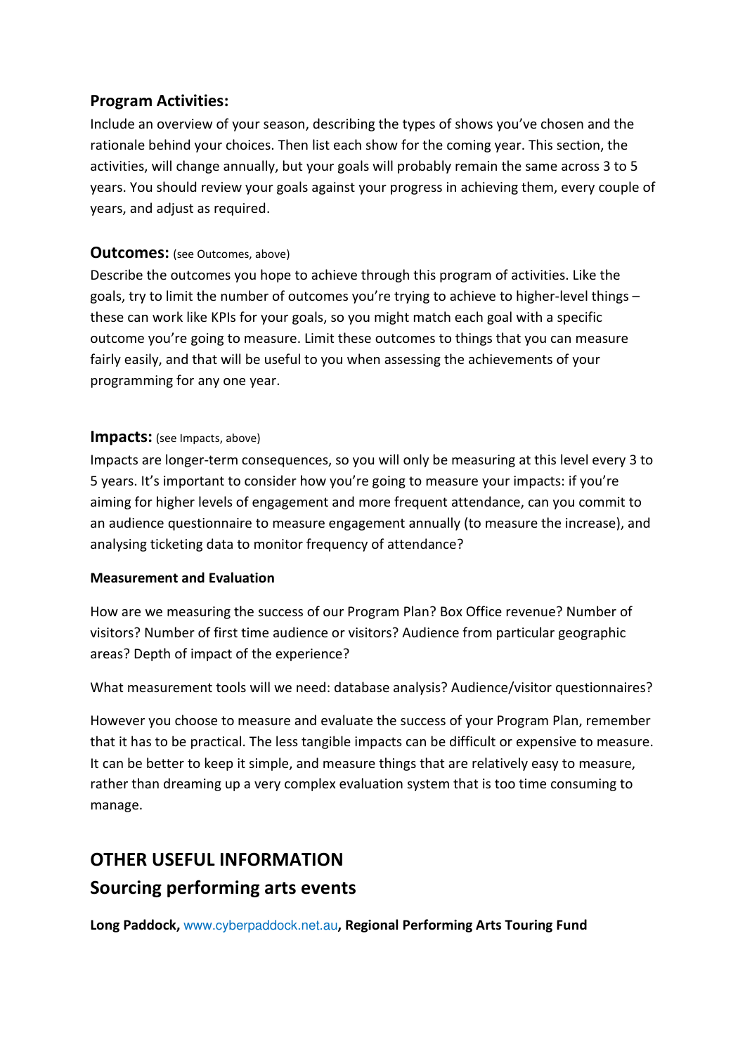### Program Activities:

Include an overview of your season, describing the types of shows you've chosen and the rationale behind your choices. Then list each show for the coming year. This section, the activities, will change annually, but your goals will probably remain the same across 3 to 5 years. You should review your goals against your progress in achieving them, every couple of years, and adjust as required.

### Outcomes: (see Outcomes, above)

Describe the outcomes you hope to achieve through this program of activities. Like the goals, try to limit the number of outcomes you're trying to achieve to higher-level things – these can work like KPIs for your goals, so you might match each goal with a specific outcome you're going to measure. Limit these outcomes to things that you can measure fairly easily, and that will be useful to you when assessing the achievements of your programming for any one year.

### Impacts: (see Impacts, above)

Impacts are longer-term consequences, so you will only be measuring at this level every 3 to 5 years. It's important to consider how you're going to measure your impacts: if you're aiming for higher levels of engagement and more frequent attendance, can you commit to an audience questionnaire to measure engagement annually (to measure the increase), and analysing ticketing data to monitor frequency of attendance?

**Measurement and Evaluation**

How are we measuring the success of our Program Plan? Box Office revenue? Number of visitors? Number of first time audience or visitors? Audience from particular geographic areas? Depth of impact of the experience?

What measurement tools will we need: database analysis? Audience/visitor questionnaires?

However you choose to measure and evaluate the success of your Program Plan, remember that it has to be practical. The less tangible impacts can be difficult or expensive to measure. It can be better to keep it simple, and measure things that are relatively easy to measure, rather than dreaming up a very complex evaluation system that is too time consuming to manage.

## OTHER USEFUL INFORMATION

## Sourcing performing arts events

**Long Paddock,** www.cyberpaddock.net.au**, Regional Performing Arts Touring Fund**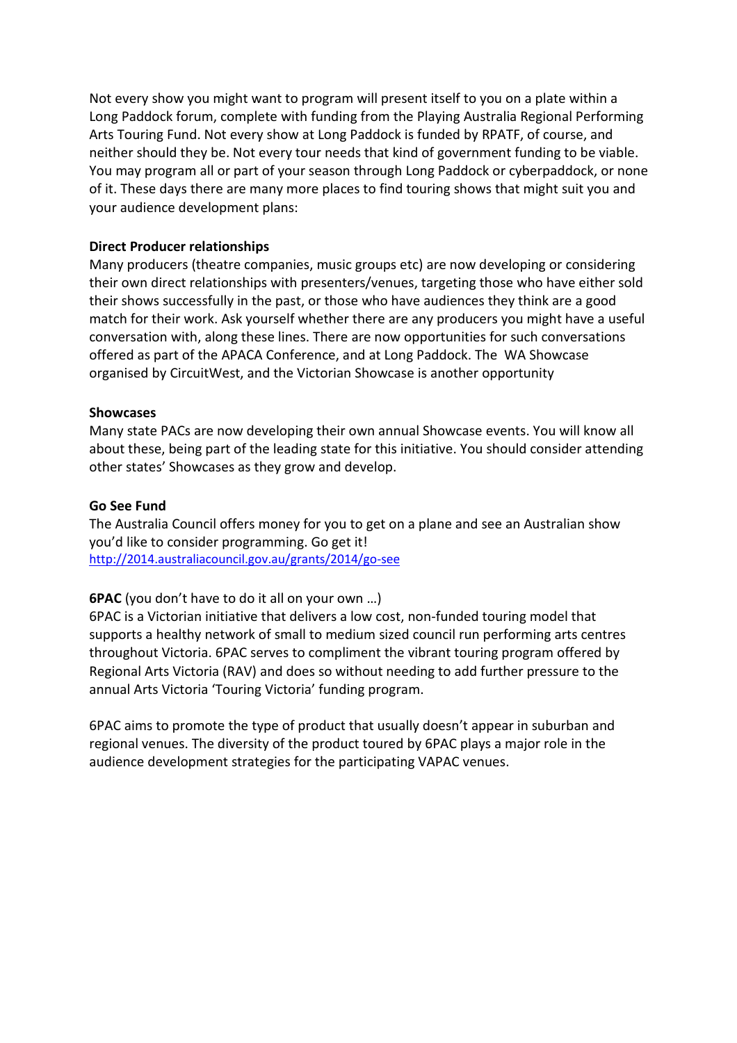Not every show you might want to program will present itself to you on a plate within a Long Paddock forum, complete with funding from the Playing Australia Regional Performing Arts Touring Fund. Not every show at Long Paddock is funded by RPATF, of course, and neither should they be. Not every tour needs that kind of government funding to be viable. You may program all or part of your season through Long Paddock or cyberpaddock, or none of it. These days there are many more places to find touring shows that might suit you and your audience development plans:

**Direct Producer relationships**

Many producers (theatre companies, music groups etc) are now developing or considering their own direct relationships with presenters/venues, targeting those who have either sold their shows successfully in the past, or those who have audiences they think are a good match for their work. Ask yourself whether there are any producers you might have a useful conversation with, along these lines. There are now opportunities for such conversations offered as part of the APACA Conference, and at Long Paddock. The WA Showcase organised by CircuitWest, and the Victorian Showcase is another opportunity

**Showcases**

Many state PACs are now developing their own annual Showcase events. You will know all about these, being part of the leading state for this initiative. You should consider attending other states' Showcases as they grow and develop.

**Go See Fund**

The Australia Council offers money for you to get on a plane and see an Australian show you'd like to consider programming. Go get it!
http://2014.australiacouncil.gov.au/grants/2014/go-see

**6PAC** (you don't have to do it all on your own …)

6PAC is a Victorian initiative that delivers a low cost, non-funded touring model that supports a healthy network of small to medium sized council run performing arts centres throughout Victoria. 6PAC serves to compliment the vibrant touring program offered by Regional Arts Victoria (RAV) and does so without needing to add further pressure to the annual Arts Victoria 'Touring Victoria' funding program.

6PAC aims to promote the type of product that usually doesn't appear in suburban and regional venues. The diversity of the product toured by 6PAC plays a major role in the audience development strategies for the participating VAPAC venues.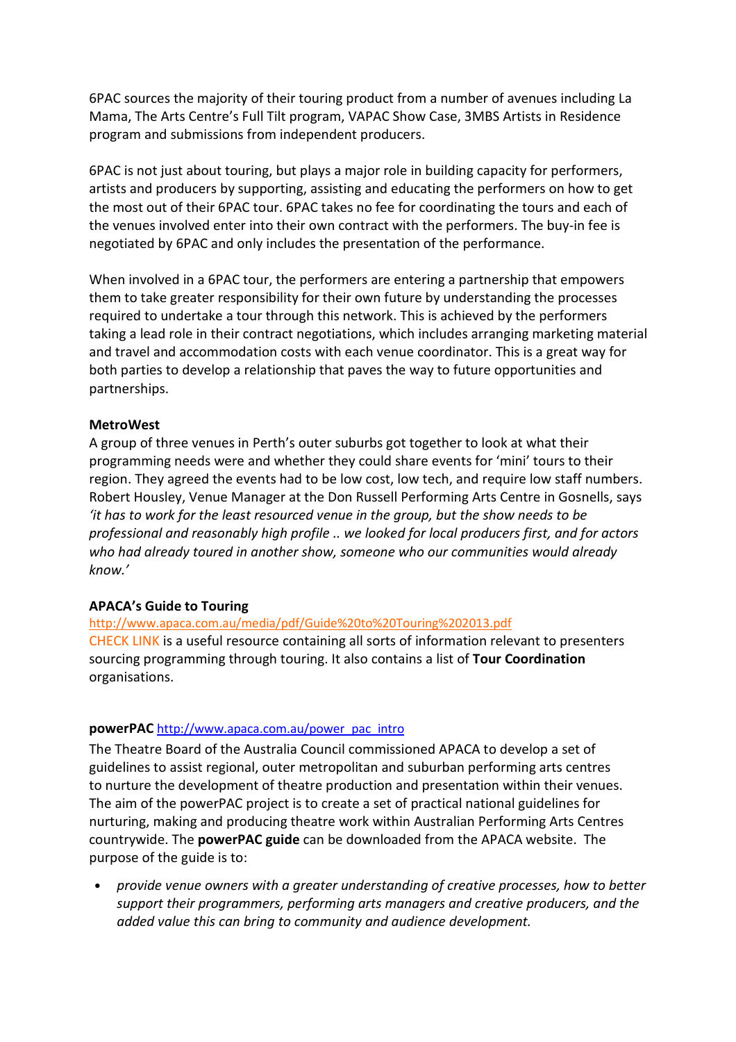6PAC sources the majority of their touring product from a number of avenues including La Mama, The Arts Centre's Full Tilt program, VAPAC Show Case, 3MBS Artists in Residence program and submissions from independent producers.

6PAC is not just about touring, but plays a major role in building capacity for performers, artists and producers by supporting, assisting and educating the performers on how to get the most out of their 6PAC tour. 6PAC takes no fee for coordinating the tours and each of the venues involved enter into their own contract with the performers. The buy-in fee is negotiated by 6PAC and only includes the presentation of the performance.

When involved in a 6PAC tour, the performers are entering a partnership that empowers them to take greater responsibility for their own future by understanding the processes required to undertake a tour through this network. This is achieved by the performers taking a lead role in their contract negotiations, which includes arranging marketing material and travel and accommodation costs with each venue coordinator. This is a great way for both parties to develop a relationship that paves the way to future opportunities and partnerships.

**MetroWest**

A group of three venues in Perth's outer suburbs got together to look at what their programming needs were and whether they could share events for 'mini' tours to their region. They agreed the events had to be low cost, low tech, and require low staff numbers. Robert Housley, Venue Manager at the Don Russell Performing Arts Centre in Gosnells, says *'it has to work for the least resourced venue in the group, but the show needs to be professional and reasonably high profile .. we looked for local producers first, and for actors who had already toured in another show, someone who our communities would already know.'*

**APACA's Guide to Touring**

http://www.apaca.com.au/media/pdf/Guide%20to%20Touring%202013.pdf CHECK LINK is a useful resource containing all sorts of information relevant to presenters sourcing programming through touring. It also contains a list of **Tour Coordination** organisations.

**powerPAC** http://www.apaca.com.au/power_pac_intro

The Theatre Board of the Australia Council commissioned APACA to develop a set of guidelines to assist regional, outer metropolitan and suburban performing arts centres to nurture the development of theatre production and presentation within their venues. The aim of the powerPAC project is to create a set of practical national guidelines for nurturing, making and producing theatre work within Australian Performing Arts Centres countrywide. The **powerPAC guide** can be downloaded from the APACA website. The purpose of the guide is to:

- *provide venue owners with a greater understanding of creative processes, how to better support their programmers, performing arts managers and creative producers, and the added value this can bring to community and audience development.*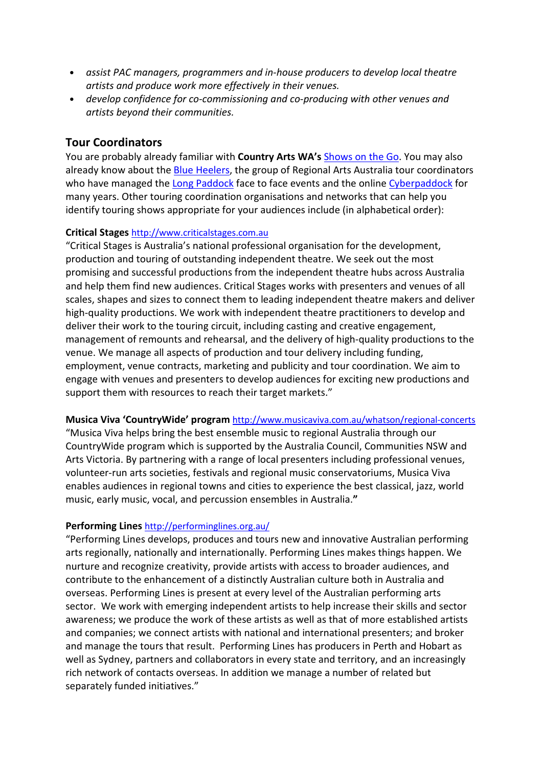- *assist PAC managers, programmers and in-house producers to develop local theatre artists and produce work more effectively in their venues.*
- *develop confidence for co-commissioning and co-producing with other venues and artists beyond their communities.*

## Tour Coordinators

You are probably already familiar with **Country Arts WA's** Shows on the Go. You may also already know about the Blue Heelers, the group of Regional Arts Australia tour coordinators who have managed the Long Paddock face to face events and the online Cyberpaddock for many years. Other touring coordination organisations and networks that can help you identify touring shows appropriate for your audiences include (in alphabetical order):

**Critical Stages** http://www.criticalstages.com.au

"Critical Stages is Australia's national professional organisation for the development, production and touring of outstanding independent theatre. We seek out the most promising and successful productions from the independent theatre hubs across Australia and help them find new audiences. Critical Stages works with presenters and venues of all scales, shapes and sizes to connect them to leading independent theatre makers and deliver high-quality productions. We work with independent theatre practitioners to develop and deliver their work to the touring circuit, including casting and creative engagement, management of remounts and rehearsal, and the delivery of high-quality productions to the venue. We manage all aspects of production and tour delivery including funding, employment, venue contracts, marketing and publicity and tour coordination. We aim to engage with venues and presenters to develop audiences for exciting new productions and support them with resources to reach their target markets."

**Musica Viva 'CountryWide' program** http://www.musicaviva.com.au/whatson/regional-concerts

"Musica Viva helps bring the best ensemble music to regional Australia through our CountryWide program which is supported by the Australia Council, Communities NSW and Arts Victoria. By partnering with a range of local presenters including professional venues, volunteer-run arts societies, festivals and regional music conservatoriums, Musica Viva enables audiences in regional towns and cities to experience the best classical, jazz, world music, early music, vocal, and percussion ensembles in Australia.**"**

**Performing Lines** http://performinglines.org.au/

"Performing Lines develops, produces and tours new and innovative Australian performing arts regionally, nationally and internationally. Performing Lines makes things happen. We nurture and recognize creativity, provide artists with access to broader audiences, and contribute to the enhancement of a distinctly Australian culture both in Australia and overseas. Performing Lines is present at every level of the Australian performing arts sector. We work with emerging independent artists to help increase their skills and sector awareness; we produce the work of these artists as well as that of more established artists and companies; we connect artists with national and international presenters; and broker and manage the tours that result. Performing Lines has producers in Perth and Hobart as well as Sydney, partners and collaborators in every state and territory, and an increasingly rich network of contacts overseas. In addition we manage a number of related but separately funded initiatives."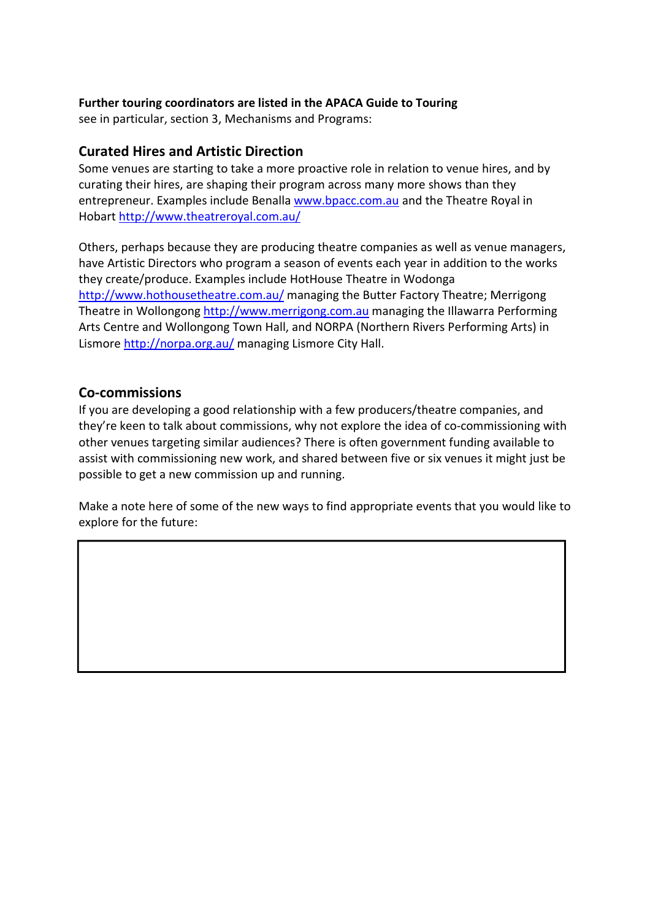**Further touring coordinators are listed in the APACA Guide to Touring**
see in particular, section 3, Mechanisms and Programs:

## Curated Hires and Artistic Direction

Some venues are starting to take a more proactive role in relation to venue hires, and by curating their hires, are shaping their program across many more shows than they entrepreneur. Examples include Benalla [www.bpacc.com.au](www.bpacc.com.au) and the Theatre Royal in Hobart [http://www.theatreroyal.com.au/](http://www.theatreroyal.com.au/)

Others, perhaps because they are producing theatre companies as well as venue managers, have Artistic Directors who program a season of events each year in addition to the works they create/produce. Examples include HotHouse Theatre in Wodonga [http://www.hothousetheatre.com.au/](http://www.hothousetheatre.com.au/) managing the Butter Factory Theatre; Merrigong Theatre in Wollongong [http://www.merrigong.com.au](http://www.merrigong.com.au) managing the Illawarra Performing Arts Centre and Wollongong Town Hall, and NORPA (Northern Rivers Performing Arts) in Lismore [http://norpa.org.au/](http://norpa.org.au/) managing Lismore City Hall.

## Co-commissions

If you are developing a good relationship with a few producers/theatre companies, and they're keen to talk about commissions, why not explore the idea of co-commissioning with other venues targeting similar audiences? There is often government funding available to assist with commissioning new work, and shared between five or six venues it might just be possible to get a new commission up and running.

Make a note here of some of the new ways to find appropriate events that you would like to explore for the future:

| |
|---|
| |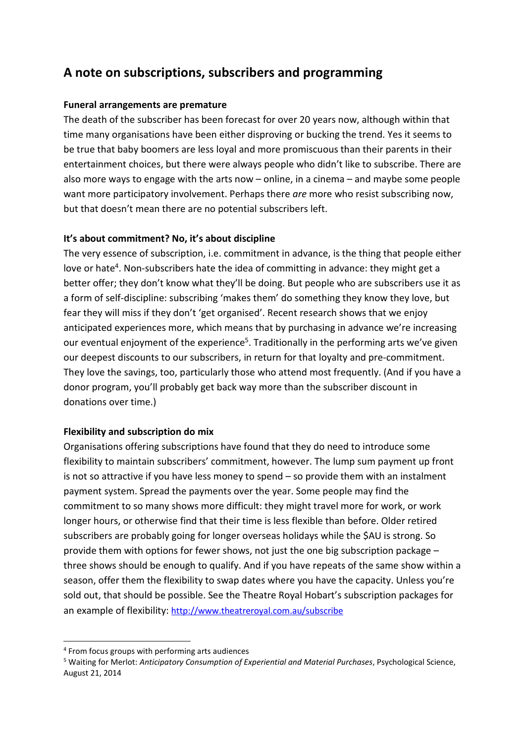## A note on subscriptions, subscribers and programming

**Funeral arrangements are premature**

The death of the subscriber has been forecast for over 20 years now, although within that time many organisations have been either disproving or bucking the trend. Yes it seems to be true that baby boomers are less loyal and more promiscuous than their parents in their entertainment choices, but there were always people who didn't like to subscribe. There are also more ways to engage with the arts now – online, in a cinema – and maybe some people want more participatory involvement. Perhaps there *are* more who resist subscribing now, but that doesn't mean there are no potential subscribers left.

**It's about commitment? No, it's about discipline**

The very essence of subscription, i.e. commitment in advance, is the thing that people either love or hate[4]. Non-subscribers hate the idea of committing in advance: they might get a better offer; they don't know what they'll be doing. But people who are subscribers use it as a form of self-discipline: subscribing 'makes them' do something they know they love, but fear they will miss if they don't 'get organised'. Recent research shows that we enjoy anticipated experiences more, which means that by purchasing in advance we're increasing our eventual enjoyment of the experience[5]. Traditionally in the performing arts we've given our deepest discounts to our subscribers, in return for that loyalty and pre-commitment. They love the savings, too, particularly those who attend most frequently. (And if you have a donor program, you'll probably get back way more than the subscriber discount in donations over time.)

**Flexibility and subscription do mix**

Organisations offering subscriptions have found that they do need to introduce some flexibility to maintain subscribers' commitment, however. The lump sum payment up front is not so attractive if you have less money to spend – so provide them with an instalment payment system. Spread the payments over the year. Some people may find the commitment to so many shows more difficult: they might travel more for work, or work longer hours, or otherwise find that their time is less flexible than before. Older retired subscribers are probably going for longer overseas holidays while the $AU is strong. So provide them with options for fewer shows, not just the one big subscription package – three shows should be enough to qualify. And if you have repeats of the same show within a season, offer them the flexibility to swap dates where you have the capacity. Unless you're sold out, that should be possible. See the Theatre Royal Hobart's subscription packages for an example of flexibility: http://www.theatreroyal.com.au/subscribe

---

[4] From focus groups with performing arts audiences

[5] Waiting for Merlot: *Anticipatory Consumption of Experiential and Material Purchases*, Psychological Science, August 21, 2014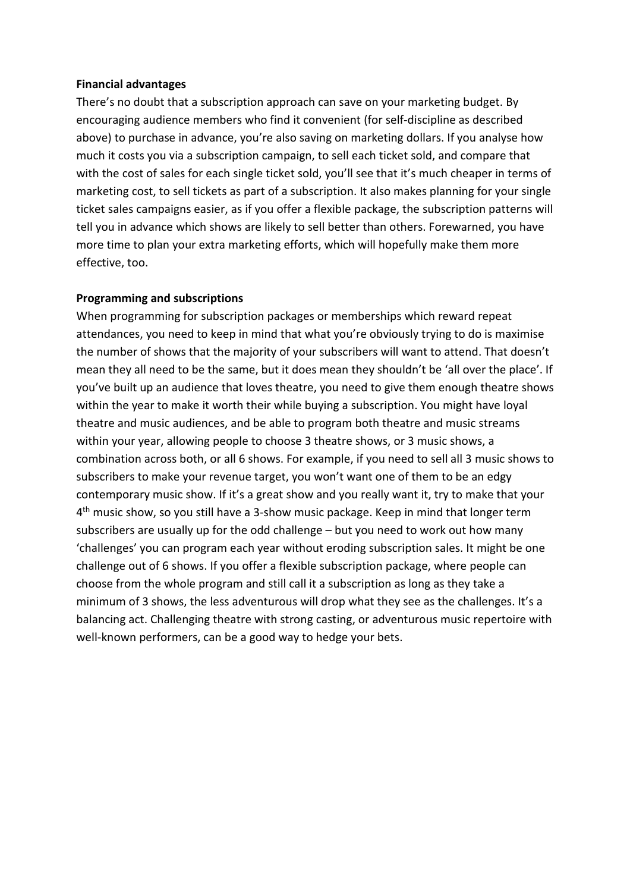**Financial advantages**

There's no doubt that a subscription approach can save on your marketing budget. By encouraging audience members who find it convenient (for self-discipline as described above) to purchase in advance, you're also saving on marketing dollars. If you analyse how much it costs you via a subscription campaign, to sell each ticket sold, and compare that with the cost of sales for each single ticket sold, you'll see that it's much cheaper in terms of marketing cost, to sell tickets as part of a subscription. It also makes planning for your single ticket sales campaigns easier, as if you offer a flexible package, the subscription patterns will tell you in advance which shows are likely to sell better than others. Forewarned, you have more time to plan your extra marketing efforts, which will hopefully make them more effective, too.

**Programming and subscriptions**

When programming for subscription packages or memberships which reward repeat attendances, you need to keep in mind that what you're obviously trying to do is maximise the number of shows that the majority of your subscribers will want to attend. That doesn't mean they all need to be the same, but it does mean they shouldn't be 'all over the place'. If you've built up an audience that loves theatre, you need to give them enough theatre shows within the year to make it worth their while buying a subscription. You might have loyal theatre and music audiences, and be able to program both theatre and music streams within your year, allowing people to choose 3 theatre shows, or 3 music shows, a combination across both, or all 6 shows. For example, if you need to sell all 3 music shows to subscribers to make your revenue target, you won't want one of them to be an edgy contemporary music show. If it's a great show and you really want it, try to make that your 4th music show, so you still have a 3-show music package. Keep in mind that longer term subscribers are usually up for the odd challenge – but you need to work out how many 'challenges' you can program each year without eroding subscription sales. It might be one challenge out of 6 shows. If you offer a flexible subscription package, where people can choose from the whole program and still call it a subscription as long as they take a minimum of 3 shows, the less adventurous will drop what they see as the challenges. It's a balancing act. Challenging theatre with strong casting, or adventurous music repertoire with well-known performers, can be a good way to hedge your bets.